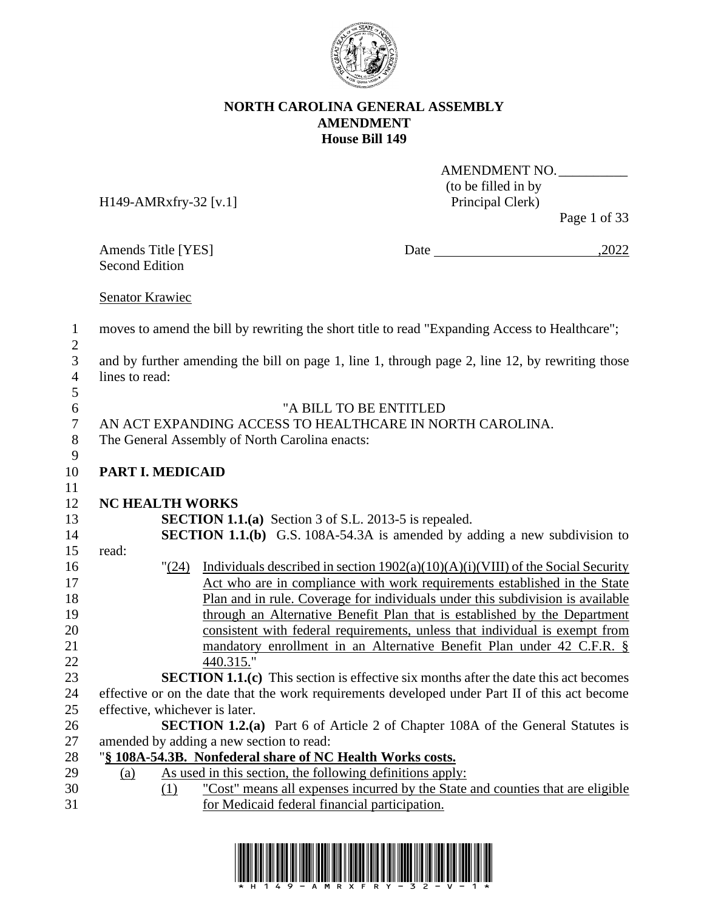**NORTH CAROLINA GENERAL ASSEMBLY**
**AMENDMENT**
**House Bill 149**

AMENDMENT NO. __________
(to be filled in by Principal Clerk)

H149-AMRxfry-32 [v.1]

Amends Title [YES] Date ________________________,2022
Second Edition

Senator Krawiec

moves to amend the bill by rewriting the short title to read "Expanding Access to Healthcare";

and by further amending the bill on page 1, line 1, through page 2, line 12, by rewriting those lines to read:

"A BILL TO BE ENTITLED
AN ACT EXPANDING ACCESS TO HEALTHCARE IN NORTH CAROLINA.
The General Assembly of North Carolina enacts:

**PART I. MEDICAID**

**NC HEALTH WORKS**

**SECTION 1.1.(a)** Section 3 of S.L. 2013-5 is repealed.

**SECTION 1.1.(b)** G.S. 108A-54.3A is amended by adding a new subdivision to read:

"(24) Individuals described in section 1902(a)(10)(A)(i)(VIII) of the Social Security Act who are in compliance with work requirements established in the State Plan and in rule. Coverage for individuals under this subdivision is available through an Alternative Benefit Plan that is established by the Department consistent with federal requirements, unless that individual is exempt from mandatory enrollment in an Alternative Benefit Plan under 42 C.F.R. § 440.315."

**SECTION 1.1.(c)** This section is effective six months after the date this act becomes effective or on the date that the work requirements developed under Part II of this act become effective, whichever is later.

**SECTION 1.2.(a)** Part 6 of Article 2 of Chapter 108A of the General Statutes is amended by adding a new section to read:

"**§ 108A-54.3B. Nonfederal share of NC Health Works costs.**

(a) As used in this section, the following definitions apply:

(1) "Cost" means all expenses incurred by the State and counties that are eligible for Medicaid federal financial participation.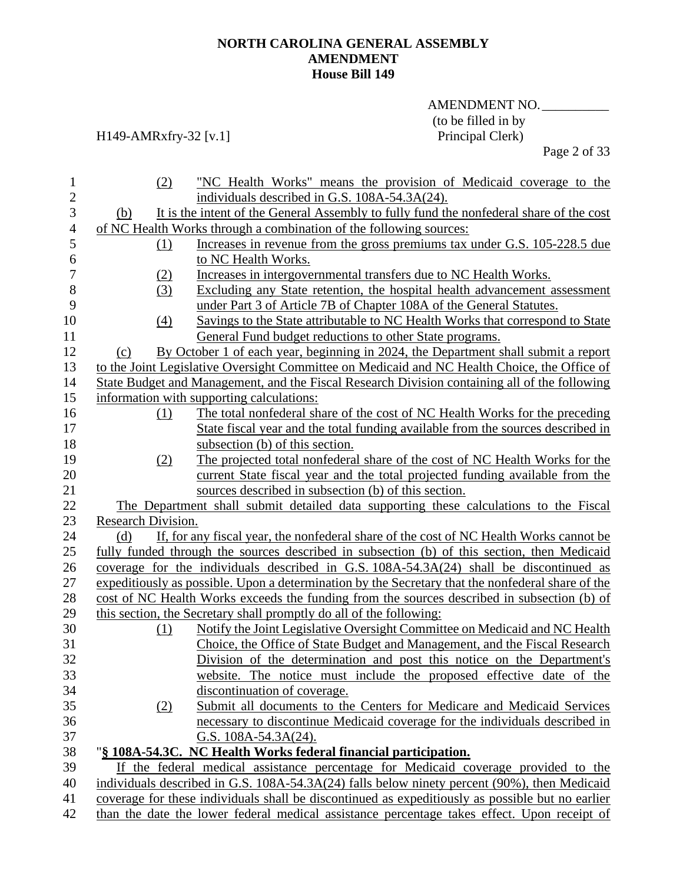(2) "NC Health Works" means the provision of Medicaid coverage to the individuals described in G.S. 108A-54.3A(24).

(b) It is the intent of the General Assembly to fully fund the nonfederal share of the cost of NC Health Works through a combination of the following sources:

(1) Increases in revenue from the gross premiums tax under G.S. 105-228.5 due to NC Health Works.

(2) Increases in intergovernmental transfers due to NC Health Works.

(3) Excluding any State retention, the hospital health advancement assessment under Part 3 of Article 7B of Chapter 108A of the General Statutes.

(4) Savings to the State attributable to NC Health Works that correspond to State General Fund budget reductions to other State programs.

(c) By October 1 of each year, beginning in 2024, the Department shall submit a report to the Joint Legislative Oversight Committee on Medicaid and NC Health Choice, the Office of State Budget and Management, and the Fiscal Research Division containing all of the following information with supporting calculations:

(1) The total nonfederal share of the cost of NC Health Works for the preceding State fiscal year and the total funding available from the sources described in subsection (b) of this section.

(2) The projected total nonfederal share of the cost of NC Health Works for the current State fiscal year and the total projected funding available from the sources described in subsection (b) of this section.

The Department shall submit detailed data supporting these calculations to the Fiscal Research Division.

(d) If, for any fiscal year, the nonfederal share of the cost of NC Health Works cannot be fully funded through the sources described in subsection (b) of this section, then Medicaid coverage for the individuals described in G.S. 108A-54.3A(24) shall be discontinued as expeditiously as possible. Upon a determination by the Secretary that the nonfederal share of the cost of NC Health Works exceeds the funding from the sources described in subsection (b) of this section, the Secretary shall promptly do all of the following:

(1) Notify the Joint Legislative Oversight Committee on Medicaid and NC Health Choice, the Office of State Budget and Management, and the Fiscal Research Division of the determination and post this notice on the Department's website. The notice must include the proposed effective date of the discontinuation of coverage.

(2) Submit all documents to the Centers for Medicare and Medicaid Services necessary to discontinue Medicaid coverage for the individuals described in G.S. 108A-54.3A(24).

"**§ 108A-54.3C. NC Health Works federal financial participation.**

If the federal medical assistance percentage for Medicaid coverage provided to the individuals described in G.S. 108A-54.3A(24) falls below ninety percent (90%), then Medicaid coverage for these individuals shall be discontinued as expeditiously as possible but no earlier than the date the lower federal medical assistance percentage takes effect. Upon receipt of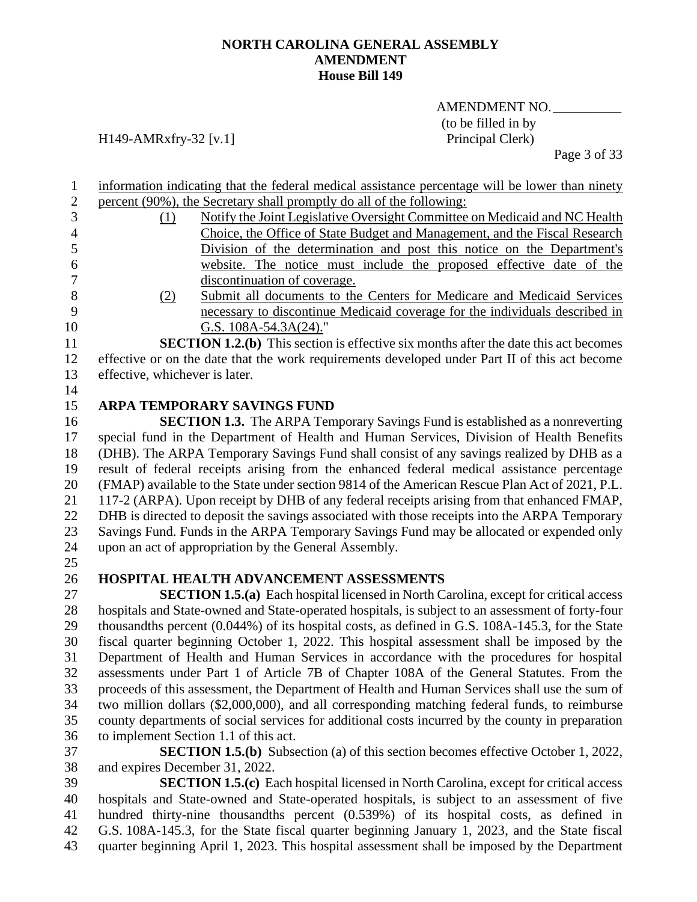information indicating that the federal medical assistance percentage will be lower than ninety percent (90%), the Secretary shall promptly do all of the following:

(1) Notify the Joint Legislative Oversight Committee on Medicaid and NC Health Choice, the Office of State Budget and Management, and the Fiscal Research Division of the determination and post this notice on the Department's website. The notice must include the proposed effective date of the discontinuation of coverage.

(2) Submit all documents to the Centers for Medicare and Medicaid Services necessary to discontinue Medicaid coverage for the individuals described in G.S. 108A-54.3A(24)."

**SECTION 1.2.(b)** This section is effective six months after the date this act becomes effective or on the date that the work requirements developed under Part II of this act become effective, whichever is later.

## ARPA TEMPORARY SAVINGS FUND

**SECTION 1.3.** The ARPA Temporary Savings Fund is established as a nonreverting special fund in the Department of Health and Human Services, Division of Health Benefits (DHB). The ARPA Temporary Savings Fund shall consist of any savings realized by DHB as a result of federal receipts arising from the enhanced federal medical assistance percentage (FMAP) available to the State under section 9814 of the American Rescue Plan Act of 2021, P.L. 117-2 (ARPA). Upon receipt by DHB of any federal receipts arising from that enhanced FMAP, DHB is directed to deposit the savings associated with those receipts into the ARPA Temporary Savings Fund. Funds in the ARPA Temporary Savings Fund may be allocated or expended only upon an act of appropriation by the General Assembly.

## HOSPITAL HEALTH ADVANCEMENT ASSESSMENTS

**SECTION 1.5.(a)** Each hospital licensed in North Carolina, except for critical access hospitals and State-owned and State-operated hospitals, is subject to an assessment of forty-four thousandths percent (0.044%) of its hospital costs, as defined in G.S. 108A-145.3, for the State fiscal quarter beginning October 1, 2022. This hospital assessment shall be imposed by the Department of Health and Human Services in accordance with the procedures for hospital assessments under Part 1 of Article 7B of Chapter 108A of the General Statutes. From the proceeds of this assessment, the Department of Health and Human Services shall use the sum of two million dollars ($2,000,000), and all corresponding matching federal funds, to reimburse county departments of social services for additional costs incurred by the county in preparation to implement Section 1.1 of this act.

**SECTION 1.5.(b)** Subsection (a) of this section becomes effective October 1, 2022, and expires December 31, 2022.

**SECTION 1.5.(c)** Each hospital licensed in North Carolina, except for critical access hospitals and State-owned and State-operated hospitals, is subject to an assessment of five hundred thirty-nine thousandths percent (0.539%) of its hospital costs, as defined in G.S. 108A-145.3, for the State fiscal quarter beginning January 1, 2023, and the State fiscal quarter beginning April 1, 2023. This hospital assessment shall be imposed by the Department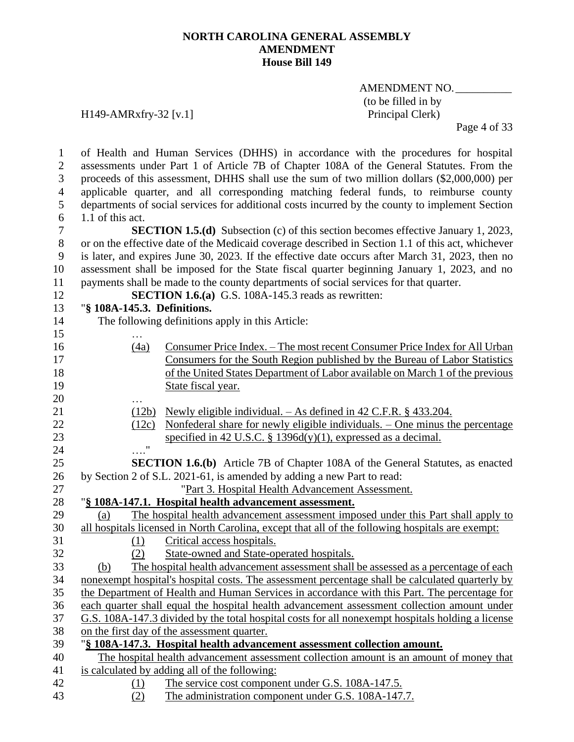of Health and Human Services (DHHS) in accordance with the procedures for hospital assessments under Part 1 of Article 7B of Chapter 108A of the General Statutes. From the proceeds of this assessment, DHHS shall use the sum of two million dollars ($2,000,000) per applicable quarter, and all corresponding matching federal funds, to reimburse county departments of social services for additional costs incurred by the county to implement Section 1.1 of this act.

**SECTION 1.5.(d)** Subsection (c) of this section becomes effective January 1, 2023, or on the effective date of the Medicaid coverage described in Section 1.1 of this act, whichever is later, and expires June 30, 2023. If the effective date occurs after March 31, 2023, then no assessment shall be imposed for the State fiscal quarter beginning January 1, 2023, and no payments shall be made to the county departments of social services for that quarter.

**SECTION 1.6.(a)** G.S. 108A-145.3 reads as rewritten:

"**§ 108A-145.3. Definitions.**

The following definitions apply in this Article:

…

(4a) Consumer Price Index. – The most recent Consumer Price Index for All Urban Consumers for the South Region published by the Bureau of Labor Statistics of the United States Department of Labor available on March 1 of the previous State fiscal year.

…

(12b) Newly eligible individual. – As defined in 42 C.F.R. § 433.204.

(12c) Nonfederal share for newly eligible individuals. – One minus the percentage specified in 42 U.S.C. § 1396d(y)(1), expressed as a decimal.

…."

**SECTION 1.6.(b)** Article 7B of Chapter 108A of the General Statutes, as enacted by Section 2 of S.L. 2021-61, is amended by adding a new Part to read:

"Part 3. Hospital Health Advancement Assessment.

"**§ 108A-147.1. Hospital health advancement assessment.**

(a) The hospital health advancement assessment imposed under this Part shall apply to all hospitals licensed in North Carolina, except that all of the following hospitals are exempt:

(1) Critical access hospitals.

(2) State-owned and State-operated hospitals.

(b) The hospital health advancement assessment shall be assessed as a percentage of each nonexempt hospital's hospital costs. The assessment percentage shall be calculated quarterly by the Department of Health and Human Services in accordance with this Part. The percentage for each quarter shall equal the hospital health advancement assessment collection amount under G.S. 108A-147.3 divided by the total hospital costs for all nonexempt hospitals holding a license on the first day of the assessment quarter.

"**§ 108A-147.3. Hospital health advancement assessment collection amount.**

The hospital health advancement assessment collection amount is an amount of money that is calculated by adding all of the following:

(1) The service cost component under G.S. 108A-147.5.

(2) The administration component under G.S. 108A-147.7.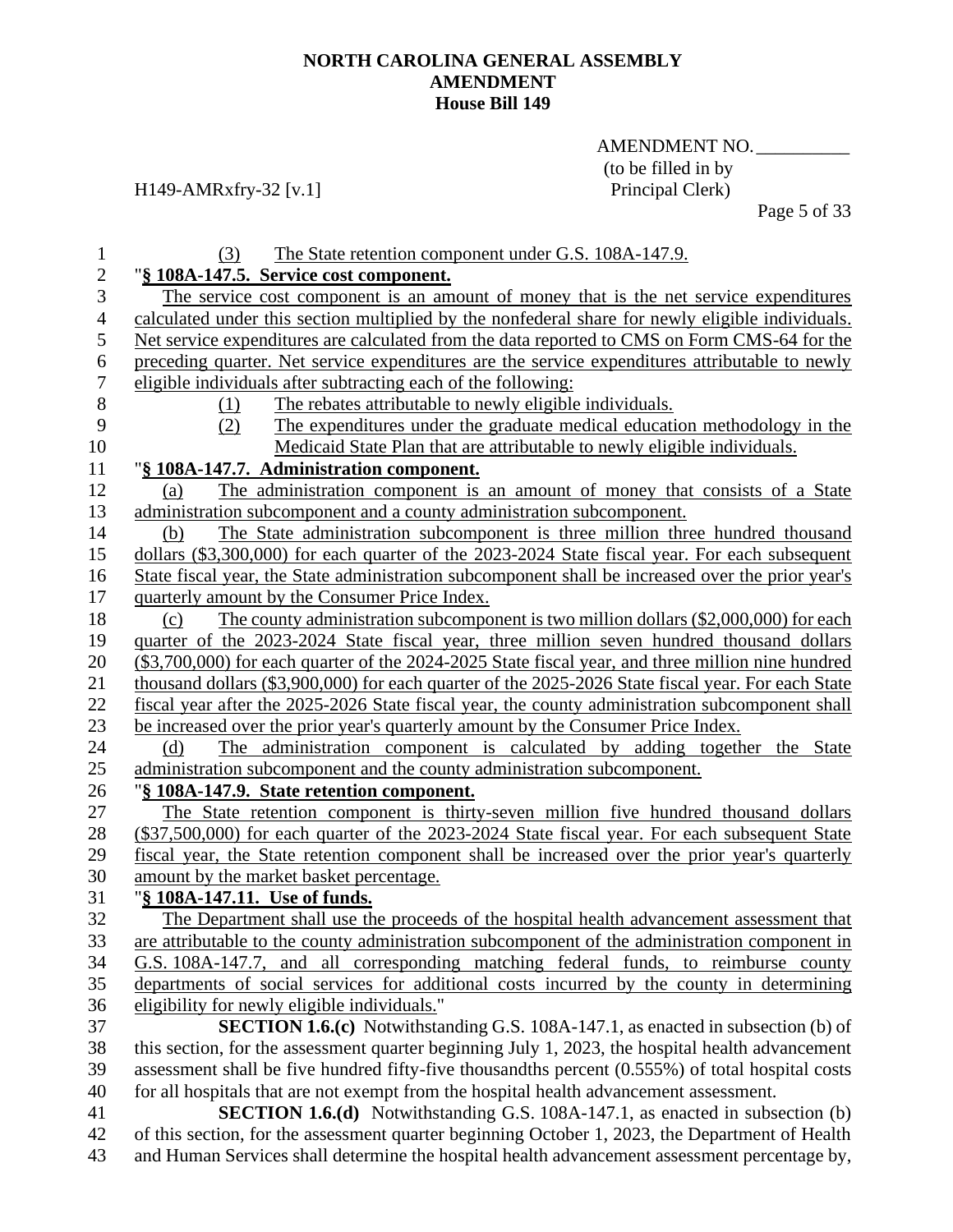(3) The State retention component under G.S. 108A-147.9.

"**§ 108A-147.5. Service cost component.**

The service cost component is an amount of money that is the net service expenditures calculated under this section multiplied by the nonfederal share for newly eligible individuals. Net service expenditures are calculated from the data reported to CMS on Form CMS-64 for the preceding quarter. Net service expenditures are the service expenditures attributable to newly eligible individuals after subtracting each of the following:

(1) The rebates attributable to newly eligible individuals.

(2) The expenditures under the graduate medical education methodology in the Medicaid State Plan that are attributable to newly eligible individuals.

"**§ 108A-147.7. Administration component.**

(a) The administration component is an amount of money that consists of a State administration subcomponent and a county administration subcomponent.

(b) The State administration subcomponent is three million three hundred thousand dollars ($3,300,000) for each quarter of the 2023-2024 State fiscal year. For each subsequent State fiscal year, the State administration subcomponent shall be increased over the prior year's quarterly amount by the Consumer Price Index.

(c) The county administration subcomponent is two million dollars ($2,000,000) for each quarter of the 2023-2024 State fiscal year, three million seven hundred thousand dollars ($3,700,000) for each quarter of the 2024-2025 State fiscal year, and three million nine hundred thousand dollars ($3,900,000) for each quarter of the 2025-2026 State fiscal year. For each State fiscal year after the 2025-2026 State fiscal year, the county administration subcomponent shall be increased over the prior year's quarterly amount by the Consumer Price Index.

(d) The administration component is calculated by adding together the State administration subcomponent and the county administration subcomponent.

"**§ 108A-147.9. State retention component.**

The State retention component is thirty-seven million five hundred thousand dollars ($37,500,000) for each quarter of the 2023-2024 State fiscal year. For each subsequent State fiscal year, the State retention component shall be increased over the prior year's quarterly amount by the market basket percentage.

"**§ 108A-147.11. Use of funds.**

The Department shall use the proceeds of the hospital health advancement assessment that are attributable to the county administration subcomponent of the administration component in G.S. 108A-147.7, and all corresponding matching federal funds, to reimburse county departments of social services for additional costs incurred by the county in determining eligibility for newly eligible individuals."

**SECTION 1.6.(c)** Notwithstanding G.S. 108A-147.1, as enacted in subsection (b) of this section, for the assessment quarter beginning July 1, 2023, the hospital health advancement assessment shall be five hundred fifty-five thousandths percent (0.555%) of total hospital costs for all hospitals that are not exempt from the hospital health advancement assessment.

**SECTION 1.6.(d)** Notwithstanding G.S. 108A-147.1, as enacted in subsection (b) of this section, for the assessment quarter beginning October 1, 2023, the Department of Health and Human Services shall determine the hospital health advancement assessment percentage by,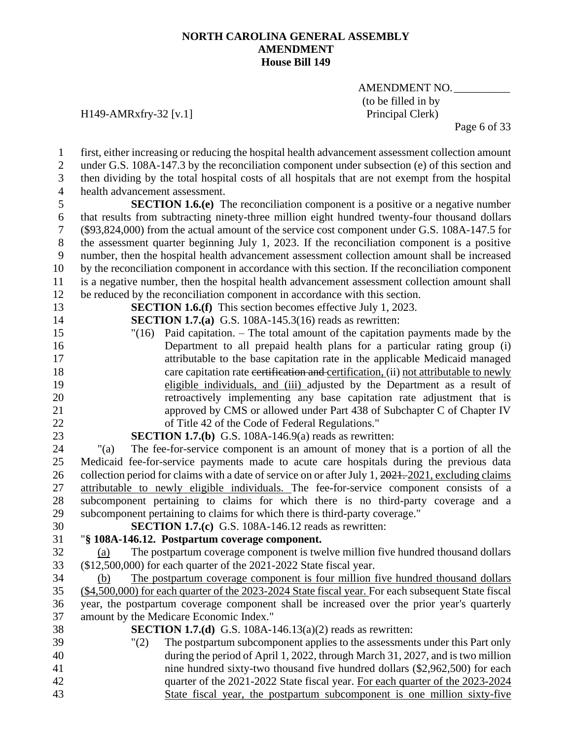first, either increasing or reducing the hospital health advancement assessment collection amount under G.S. 108A-147.3 by the reconciliation component under subsection (e) of this section and then dividing by the total hospital costs of all hospitals that are not exempt from the hospital health advancement assessment.

**SECTION 1.6.(e)** The reconciliation component is a positive or a negative number that results from subtracting ninety-three million eight hundred twenty-four thousand dollars ($93,824,000) from the actual amount of the service cost component under G.S. 108A-147.5 for the assessment quarter beginning July 1, 2023. If the reconciliation component is a positive number, then the hospital health advancement assessment collection amount shall be increased by the reconciliation component in accordance with this section. If the reconciliation component is a negative number, then the hospital health advancement assessment collection amount shall be reduced by the reconciliation component in accordance with this section.

**SECTION 1.6.(f)** This section becomes effective July 1, 2023.

**SECTION 1.7.(a)** G.S. 108A-145.3(16) reads as rewritten:

"(16) Paid capitation. – The total amount of the capitation payments made by the Department to all prepaid health plans for a particular rating group (i) attributable to the base capitation rate in the applicable Medicaid managed care capitation rate ~~certification and~~ certification, (ii) not attributable to newly eligible individuals, and (iii) adjusted by the Department as a result of retroactively implementing any base capitation rate adjustment that is approved by CMS or allowed under Part 438 of Subchapter C of Chapter IV of Title 42 of the Code of Federal Regulations."

**SECTION 1.7.(b)** G.S. 108A-146.9(a) reads as rewritten:

"(a) The fee-for-service component is an amount of money that is a portion of all the Medicaid fee-for-service payments made to acute care hospitals during the previous data collection period for claims with a date of service on or after July 1, ~~2021.~~ 2021, excluding claims attributable to newly eligible individuals. The fee-for-service component consists of a subcomponent pertaining to claims for which there is no third-party coverage and a subcomponent pertaining to claims for which there is third-party coverage."

**SECTION 1.7.(c)** G.S. 108A-146.12 reads as rewritten:

"**§ 108A-146.12. Postpartum coverage component.**

(a) The postpartum coverage component is twelve million five hundred thousand dollars ($12,500,000) for each quarter of the 2021-2022 State fiscal year.

(b) The postpartum coverage component is four million five hundred thousand dollars ($4,500,000) for each quarter of the 2023-2024 State fiscal year. For each subsequent State fiscal year, the postpartum coverage component shall be increased over the prior year's quarterly amount by the Medicare Economic Index."

**SECTION 1.7.(d)** G.S. 108A-146.13(a)(2) reads as rewritten:

"(2) The postpartum subcomponent applies to the assessments under this Part only during the period of April 1, 2022, through March 31, 2027, and is two million nine hundred sixty-two thousand five hundred dollars ($2,962,500) for each quarter of the 2021-2022 State fiscal year. For each quarter of the 2023-2024 State fiscal year, the postpartum subcomponent is one million sixty-five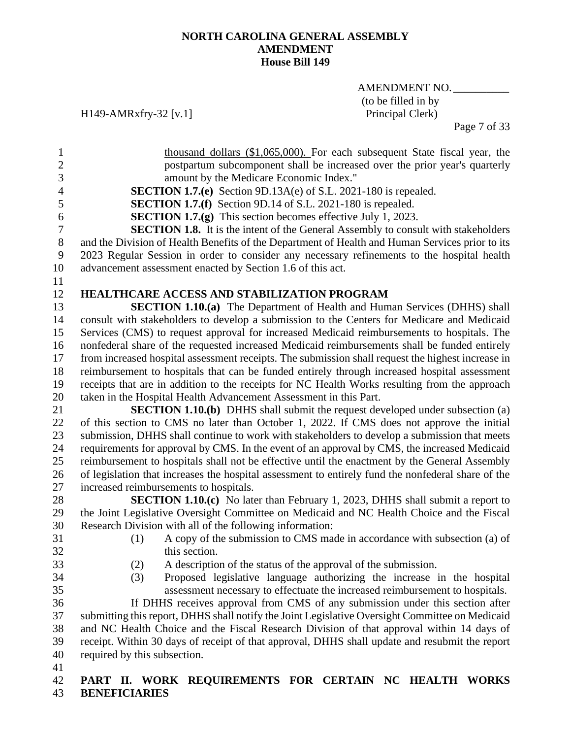thousand dollars ($1,065,000). For each subsequent State fiscal year, the postpartum subcomponent shall be increased over the prior year's quarterly amount by the Medicare Economic Index."

**SECTION 1.7.(e)** Section 9D.13A(e) of S.L. 2021-180 is repealed.

**SECTION 1.7.(f)** Section 9D.14 of S.L. 2021-180 is repealed.

**SECTION 1.7.(g)** This section becomes effective July 1, 2023.

**SECTION 1.8.** It is the intent of the General Assembly to consult with stakeholders and the Division of Health Benefits of the Department of Health and Human Services prior to its 2023 Regular Session in order to consider any necessary refinements to the hospital health advancement assessment enacted by Section 1.6 of this act.

**HEALTHCARE ACCESS AND STABILIZATION PROGRAM**

**SECTION 1.10.(a)** The Department of Health and Human Services (DHHS) shall consult with stakeholders to develop a submission to the Centers for Medicare and Medicaid Services (CMS) to request approval for increased Medicaid reimbursements to hospitals. The nonfederal share of the requested increased Medicaid reimbursements shall be funded entirely from increased hospital assessment receipts. The submission shall request the highest increase in reimbursement to hospitals that can be funded entirely through increased hospital assessment receipts that are in addition to the receipts for NC Health Works resulting from the approach taken in the Hospital Health Advancement Assessment in this Part.

**SECTION 1.10.(b)** DHHS shall submit the request developed under subsection (a) of this section to CMS no later than October 1, 2022. If CMS does not approve the initial submission, DHHS shall continue to work with stakeholders to develop a submission that meets requirements for approval by CMS. In the event of an approval by CMS, the increased Medicaid reimbursement to hospitals shall not be effective until the enactment by the General Assembly of legislation that increases the hospital assessment to entirely fund the nonfederal share of the increased reimbursements to hospitals.

**SECTION 1.10.(c)** No later than February 1, 2023, DHHS shall submit a report to the Joint Legislative Oversight Committee on Medicaid and NC Health Choice and the Fiscal Research Division with all of the following information:

(1) A copy of the submission to CMS made in accordance with subsection (a) of this section.

(2) A description of the status of the approval of the submission.

(3) Proposed legislative language authorizing the increase in the hospital assessment necessary to effectuate the increased reimbursement to hospitals.

If DHHS receives approval from CMS of any submission under this section after submitting this report, DHHS shall notify the Joint Legislative Oversight Committee on Medicaid and NC Health Choice and the Fiscal Research Division of that approval within 14 days of receipt. Within 30 days of receipt of that approval, DHHS shall update and resubmit the report required by this subsection.

**PART II. WORK REQUIREMENTS FOR CERTAIN NC HEALTH WORKS BENEFICIARIES**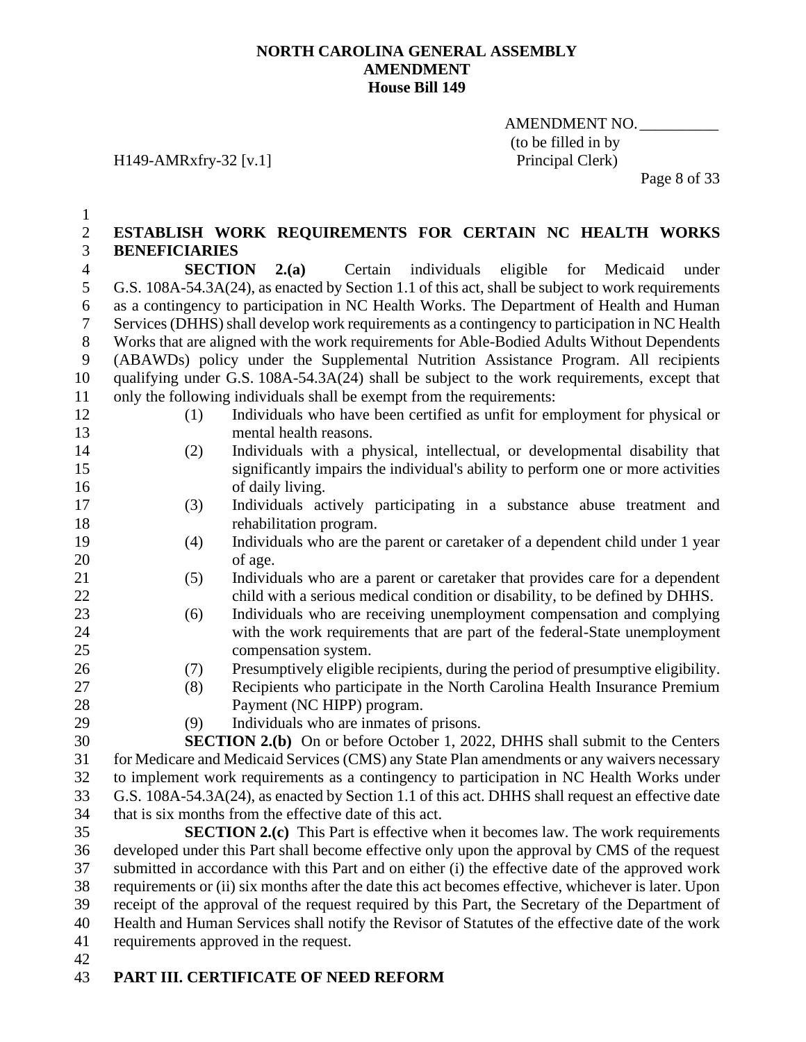**NORTH CAROLINA GENERAL ASSEMBLY**
**AMENDMENT**
**House Bill 149**

AMENDMENT NO. __________
(to be filled in by Principal Clerk)

H149-AMRxfry-32 [v.1]

**ESTABLISH WORK REQUIREMENTS FOR CERTAIN NC HEALTH WORKS BENEFICIARIES**

**SECTION 2.(a)** Certain individuals eligible for Medicaid under G.S. 108A-54.3A(24), as enacted by Section 1.1 of this act, shall be subject to work requirements as a contingency to participation in NC Health Works. The Department of Health and Human Services (DHHS) shall develop work requirements as a contingency to participation in NC Health Works that are aligned with the work requirements for Able-Bodied Adults Without Dependents (ABAWDs) policy under the Supplemental Nutrition Assistance Program. All recipients qualifying under G.S. 108A-54.3A(24) shall be subject to the work requirements, except that only the following individuals shall be exempt from the requirements:

(1) Individuals who have been certified as unfit for employment for physical or mental health reasons.

(2) Individuals with a physical, intellectual, or developmental disability that significantly impairs the individual's ability to perform one or more activities of daily living.

(3) Individuals actively participating in a substance abuse treatment and rehabilitation program.

(4) Individuals who are the parent or caretaker of a dependent child under 1 year of age.

(5) Individuals who are a parent or caretaker that provides care for a dependent child with a serious medical condition or disability, to be defined by DHHS.

(6) Individuals who are receiving unemployment compensation and complying with the work requirements that are part of the federal-State unemployment compensation system.

(7) Presumptively eligible recipients, during the period of presumptive eligibility.

(8) Recipients who participate in the North Carolina Health Insurance Premium Payment (NC HIPP) program.

(9) Individuals who are inmates of prisons.

**SECTION 2.(b)** On or before October 1, 2022, DHHS shall submit to the Centers for Medicare and Medicaid Services (CMS) any State Plan amendments or any waivers necessary to implement work requirements as a contingency to participation in NC Health Works under G.S. 108A-54.3A(24), as enacted by Section 1.1 of this act. DHHS shall request an effective date that is six months from the effective date of this act.

**SECTION 2.(c)** This Part is effective when it becomes law. The work requirements developed under this Part shall become effective only upon the approval by CMS of the request submitted in accordance with this Part and on either (i) the effective date of the approved work requirements or (ii) six months after the date this act becomes effective, whichever is later. Upon receipt of the approval of the request required by this Part, the Secretary of the Department of Health and Human Services shall notify the Revisor of Statutes of the effective date of the work requirements approved in the request.

**PART III. CERTIFICATE OF NEED REFORM**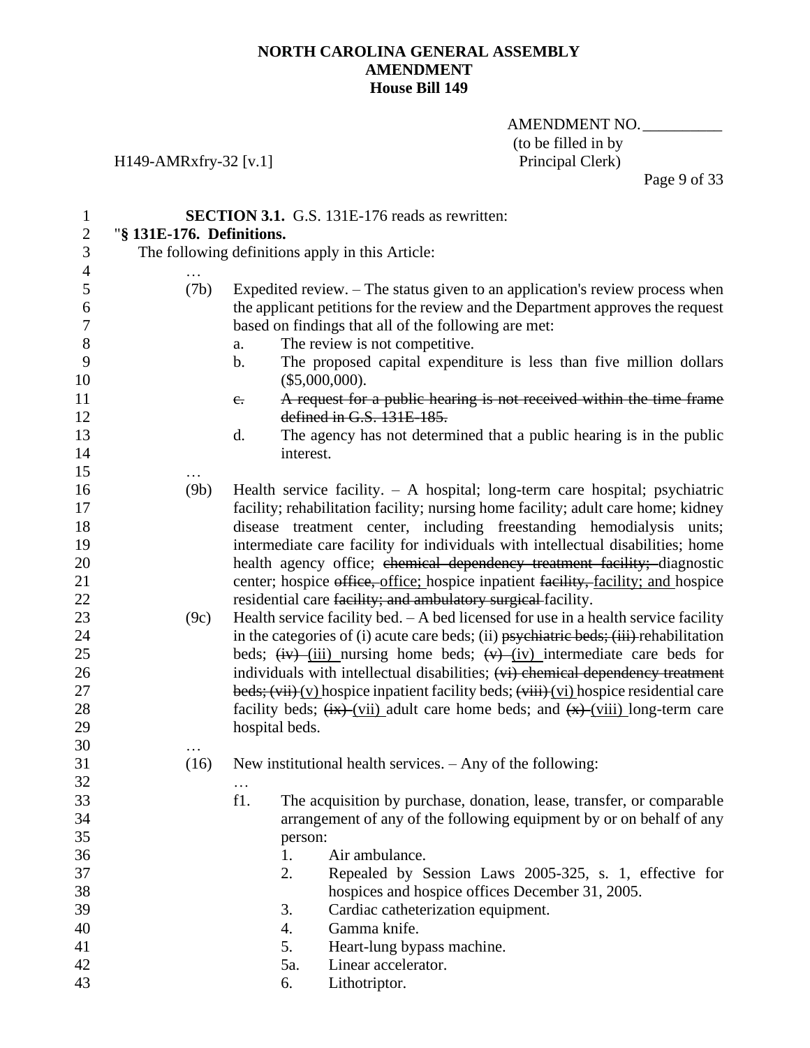**NORTH CAROLINA GENERAL ASSEMBLY**
**AMENDMENT**
**House Bill 149**

AMENDMENT NO. __________
(to be filled in by Principal Clerk)

H149-AMRxfry-32 [v.1]

**SECTION 3.1.** G.S. 131E-176 reads as rewritten:

"**§ 131E-176. Definitions.**

The following definitions apply in this Article:

…

(7b) Expedited review. – The status given to an application's review process when the applicant petitions for the review and the Department approves the request based on findings that all of the following are met:

a. The review is not competitive.

b. The proposed capital expenditure is less than five million dollars ($5,000,000).

~~c. A request for a public hearing is not received within the time frame defined in G.S. 131E-185.~~

d. The agency has not determined that a public hearing is in the public interest.

…

(9b) Health service facility. – A hospital; long-term care hospital; psychiatric facility; rehabilitation facility; nursing home facility; adult care home; kidney disease treatment center, including freestanding hemodialysis units; intermediate care facility for individuals with intellectual disabilities; home health agency office; ~~chemical dependency treatment facility;~~ diagnostic center; hospice ~~office,~~ <u>office;</u> hospice inpatient ~~facility,~~ <u>facility; and</u> hospice residential care ~~facility; and ambulatory surgical~~ facility.

(9c) Health service facility bed. – A bed licensed for use in a health service facility in the categories of (i) acute care beds; (ii) ~~psychiatric beds; (iii)~~ rehabilitation beds; ~~(iv)~~ <u>(iii)</u> nursing home beds; ~~(v)~~ <u>(iv)</u> intermediate care beds for individuals with intellectual disabilities; ~~(vi) chemical dependency treatment beds; (vii)~~ <u>(v)</u> hospice inpatient facility beds; ~~(viii)~~ <u>(vi)</u> hospice residential care facility beds; ~~(ix)~~ <u>(vii)</u> adult care home beds; and ~~(x)~~ <u>(viii)</u> long-term care hospital beds.

…

(16) New institutional health services. – Any of the following:

…

f1. The acquisition by purchase, donation, lease, transfer, or comparable arrangement of any of the following equipment by or on behalf of any person:

1. Air ambulance.

2. Repealed by Session Laws 2005-325, s. 1, effective for hospices and hospice offices December 31, 2005.

3. Cardiac catheterization equipment.

4. Gamma knife.

5. Heart-lung bypass machine.

5a. Linear accelerator.

6. Lithotriptor.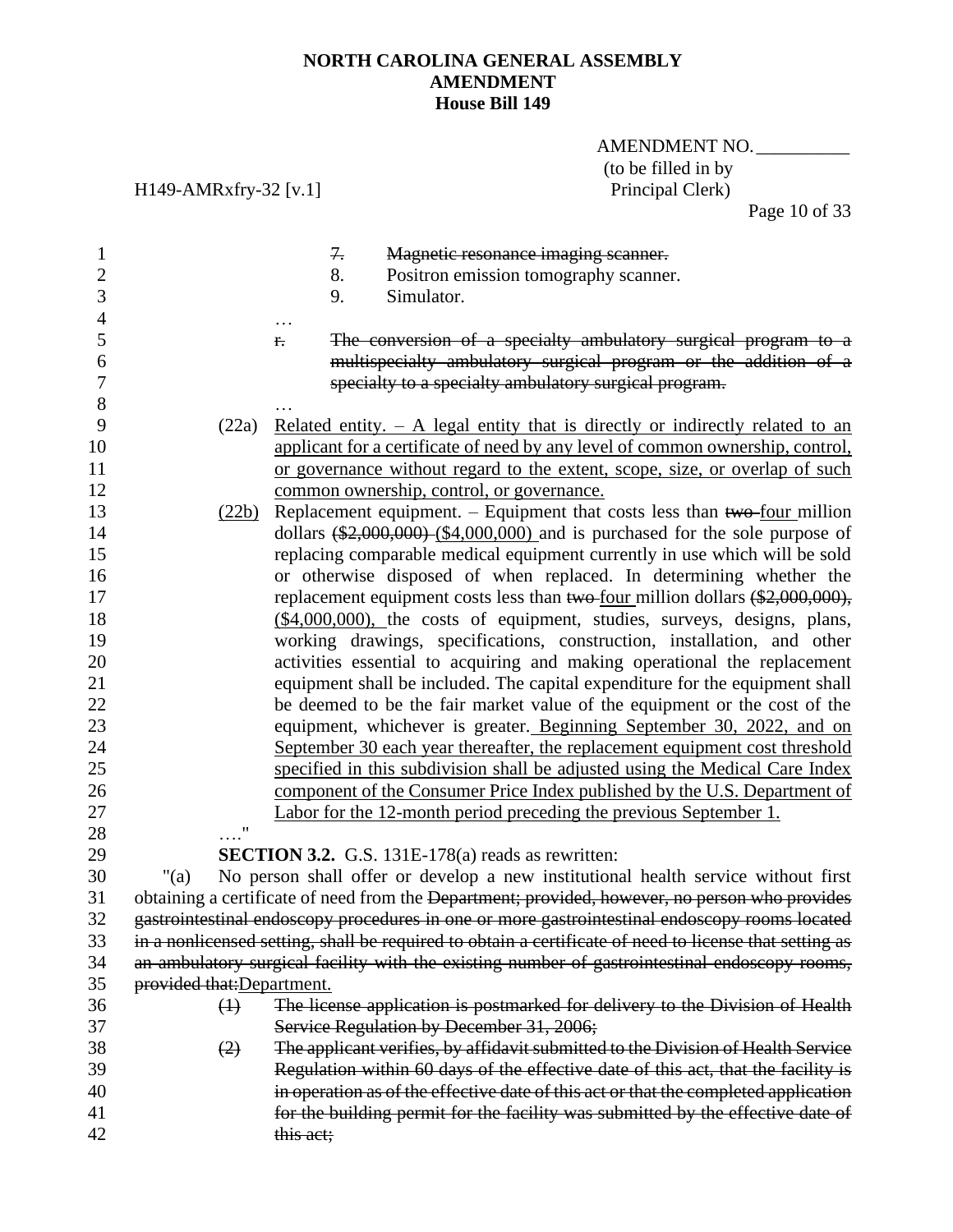NORTH CAROLINA GENERAL ASSEMBLY
**AMENDMENT**
**House Bill 149**

AMENDMENT NO. __________
(to be filled in by Principal Clerk)

H149-AMRxfry-32 [v.1]

~~7. Magnetic resonance imaging scanner.~~
8. Positron emission tomography scanner.
9. Simulator.

…

~~r. The conversion of a specialty ambulatory surgical program to a multispecialty ambulatory surgical program or the addition of a specialty to a specialty ambulatory surgical program.~~

…

(22a) Related entity. – A legal entity that is directly or indirectly related to an applicant for a certificate of need by any level of common ownership, control, or governance without regard to the extent, scope, size, or overlap of such common ownership, control, or governance.

(22b) Replacement equipment. – Equipment that costs less than ~~two~~ four million dollars ~~($2,000,000)~~ ($4,000,000) and is purchased for the sole purpose of replacing comparable medical equipment currently in use which will be sold or otherwise disposed of when replaced. In determining whether the replacement equipment costs less than ~~two~~ four million dollars ~~($2,000,000),~~ ($4,000,000), the costs of equipment, studies, surveys, designs, plans, working drawings, specifications, construction, installation, and other activities essential to acquiring and making operational the replacement equipment shall be included. The capital expenditure for the equipment shall be deemed to be the fair market value of the equipment or the cost of the equipment, whichever is greater. Beginning September 30, 2022, and on September 30 each year thereafter, the replacement equipment cost threshold specified in this subdivision shall be adjusted using the Medical Care Index component of the Consumer Price Index published by the U.S. Department of Labor for the 12-month period preceding the previous September 1.

…."

**SECTION 3.2.** G.S. 131E-178(a) reads as rewritten:

"(a) No person shall offer or develop a new institutional health service without first obtaining a certificate of need from the ~~Department; provided, however, no person who provides gastrointestinal endoscopy procedures in one or more gastrointestinal endoscopy rooms located in a nonlicensed setting, shall be required to obtain a certificate of need to license that setting as an ambulatory surgical facility with the existing number of gastrointestinal endoscopy rooms, provided that:~~Department.

~~(1) The license application is postmarked for delivery to the Division of Health Service Regulation by December 31, 2006;~~

~~(2) The applicant verifies, by affidavit submitted to the Division of Health Service Regulation within 60 days of the effective date of this act, that the facility is in operation as of the effective date of this act or that the completed application for the building permit for the facility was submitted by the effective date of this act;~~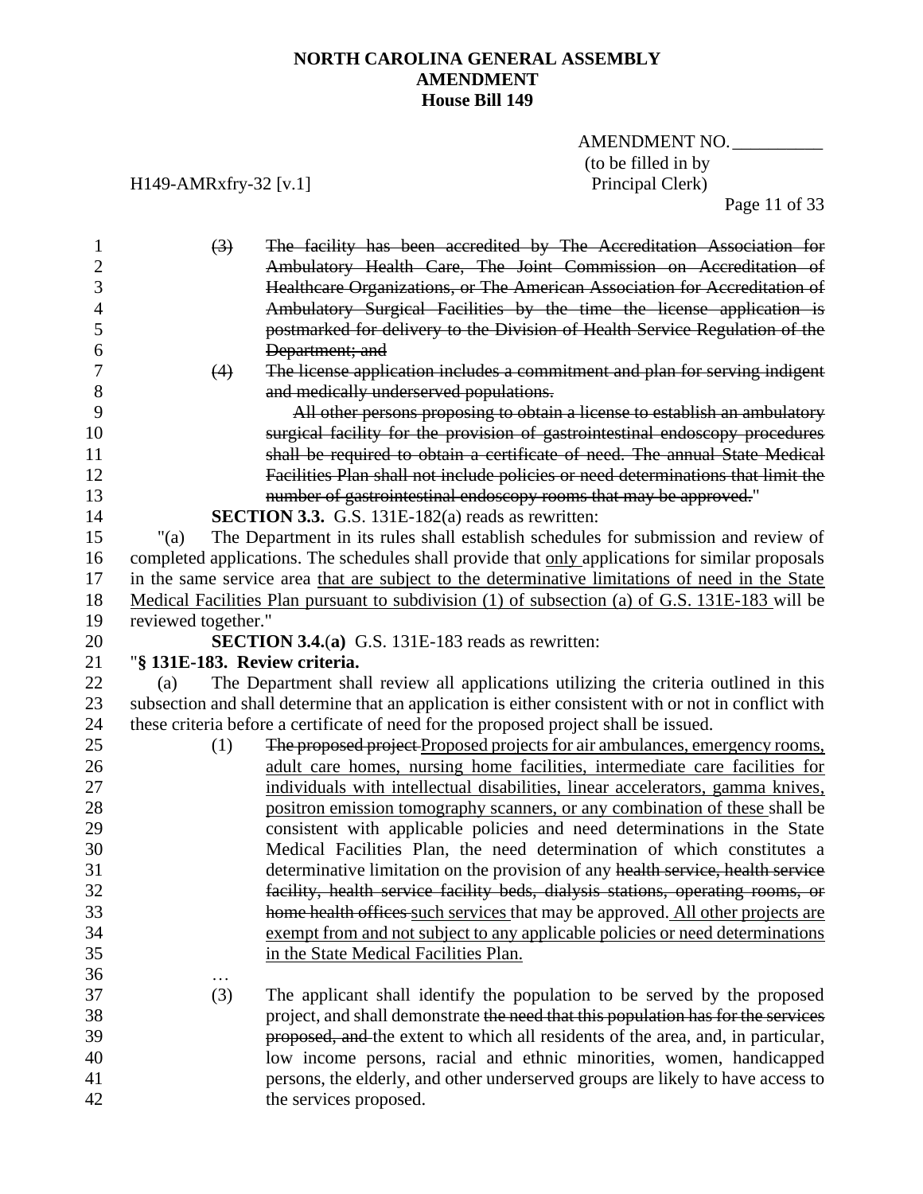**NORTH CAROLINA GENERAL ASSEMBLY**
**AMENDMENT**
**House Bill 149**

AMENDMENT NO. __________
(to be filled in by Principal Clerk)

H149-AMRxfry-32 [v.1]

~~(3) The facility has been accredited by The Accreditation Association for Ambulatory Health Care, The Joint Commission on Accreditation of Healthcare Organizations, or The American Association for Accreditation of Ambulatory Surgical Facilities by the time the license application is postmarked for delivery to the Division of Health Service Regulation of the Department; and~~

~~(4) The license application includes a commitment and plan for serving indigent and medically underserved populations.~~

~~All other persons proposing to obtain a license to establish an ambulatory surgical facility for the provision of gastrointestinal endoscopy procedures shall be required to obtain a certificate of need. The annual State Medical Facilities Plan shall not include policies or need determinations that limit the number of gastrointestinal endoscopy rooms that may be approved.~~"

**SECTION 3.3.** G.S. 131E-182(a) reads as rewritten:

"(a) The Department in its rules shall establish schedules for submission and review of completed applications. The schedules shall provide that <u>only</u> applications for similar proposals in the same service area <u>that are subject to the determinative limitations of need in the State Medical Facilities Plan pursuant to subdivision (1) of subsection (a) of G.S. 131E-183</u> will be reviewed together."

**SECTION 3.4.(a)** G.S. 131E-183 reads as rewritten:

"**§ 131E-183. Review criteria.**

(a) The Department shall review all applications utilizing the criteria outlined in this subsection and shall determine that an application is either consistent with or not in conflict with these criteria before a certificate of need for the proposed project shall be issued.

(1) ~~The proposed project~~ <u>Proposed projects for air ambulances, emergency rooms, adult care homes, nursing home facilities, intermediate care facilities for individuals with intellectual disabilities, linear accelerators, gamma knives, positron emission tomography scanners, or any combination of these</u> shall be consistent with applicable policies and need determinations in the State Medical Facilities Plan, the need determination of which constitutes a determinative limitation on the provision of any ~~health service, health service facility, health service facility beds, dialysis stations, operating rooms, or home health offices~~ <u>such services</u> that may be approved. <u>All other projects are exempt from and not subject to any applicable policies or need determinations in the State Medical Facilities Plan.</u>

…

(3) The applicant shall identify the population to be served by the proposed project, and shall demonstrate ~~the need that this population has for the services proposed, and~~ the extent to which all residents of the area, and, in particular, low income persons, racial and ethnic minorities, women, handicapped persons, the elderly, and other underserved groups are likely to have access to the services proposed.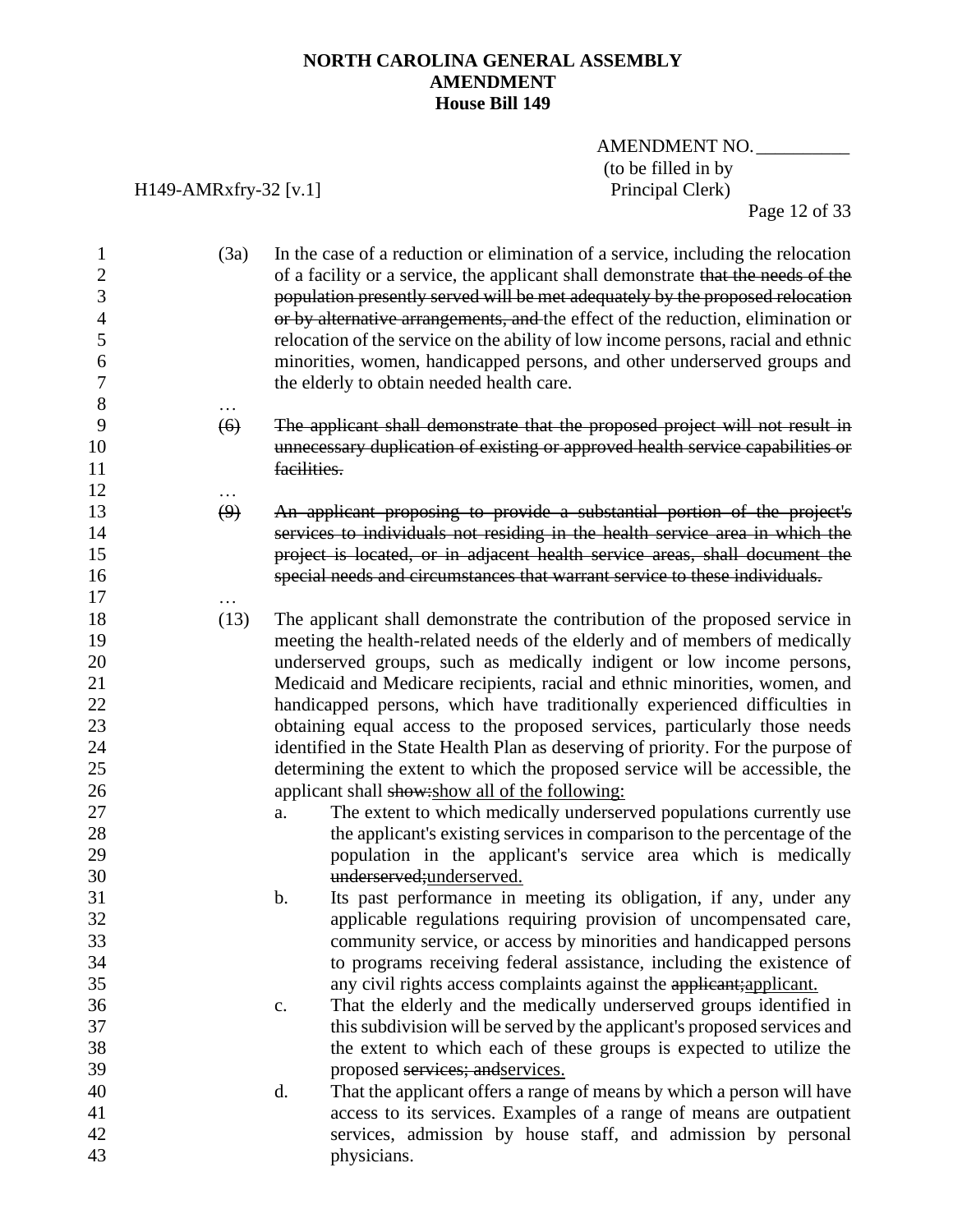**NORTH CAROLINA GENERAL ASSEMBLY**
**AMENDMENT**
**House Bill 149**

H149-AMRxfry-32 [v.1]

AMENDMENT NO. __________
(to be filled in by Principal Clerk)

(3a) In the case of a reduction or elimination of a service, including the relocation of a facility or a service, the applicant shall demonstrate ~~that the needs of the population presently served will be met adequately by the proposed relocation or by alternative arrangements, and~~ the effect of the reduction, elimination or relocation of the service on the ability of low income persons, racial and ethnic minorities, women, handicapped persons, and other underserved groups and the elderly to obtain needed health care.

…

~~(6) The applicant shall demonstrate that the proposed project will not result in unnecessary duplication of existing or approved health service capabilities or facilities.~~

…

~~(9) An applicant proposing to provide a substantial portion of the project's services to individuals not residing in the health service area in which the project is located, or in adjacent health service areas, shall document the special needs and circumstances that warrant service to these individuals.~~

…

(13) The applicant shall demonstrate the contribution of the proposed service in meeting the health-related needs of the elderly and of members of medically underserved groups, such as medically indigent or low income persons, Medicaid and Medicare recipients, racial and ethnic minorities, women, and handicapped persons, which have traditionally experienced difficulties in obtaining equal access to the proposed services, particularly those needs identified in the State Health Plan as deserving of priority. For the purpose of determining the extent to which the proposed service will be accessible, the applicant shall ~~show:~~<u>show all of the following:</u>

a. The extent to which medically underserved populations currently use the applicant's existing services in comparison to the percentage of the population in the applicant's service area which is medically ~~underserved;~~<u>underserved.</u>

b. Its past performance in meeting its obligation, if any, under any applicable regulations requiring provision of uncompensated care, community service, or access by minorities and handicapped persons to programs receiving federal assistance, including the existence of any civil rights access complaints against the ~~applicant;~~<u>applicant.</u>

c. That the elderly and the medically underserved groups identified in this subdivision will be served by the applicant's proposed services and the extent to which each of these groups is expected to utilize the proposed ~~services; and~~<u>services.</u>

d. That the applicant offers a range of means by which a person will have access to its services. Examples of a range of means are outpatient services, admission by house staff, and admission by personal physicians.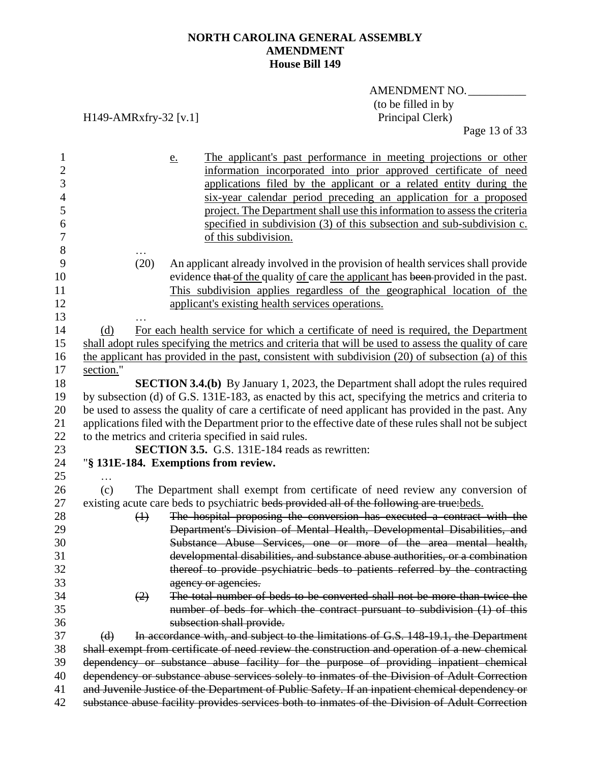e. The applicant's past performance in meeting projections or other information incorporated into prior approved certificate of need applications filed by the applicant or a related entity during the six-year calendar period preceding an application for a proposed project. The Department shall use this information to assess the criteria specified in subdivision (3) of this subsection and sub-subdivision c. of this subdivision.

…

(20) An applicant already involved in the provision of health services shall provide evidence ~~that~~ of the quality of care the applicant has ~~been~~ provided in the past. This subdivision applies regardless of the geographical location of the applicant's existing health services operations.

…

(d) For each health service for which a certificate of need is required, the Department shall adopt rules specifying the metrics and criteria that will be used to assess the quality of care the applicant has provided in the past, consistent with subdivision (20) of subsection (a) of this section."

**SECTION 3.4.(b)** By January 1, 2023, the Department shall adopt the rules required by subsection (d) of G.S. 131E-183, as enacted by this act, specifying the metrics and criteria to be used to assess the quality of care a certificate of need applicant has provided in the past. Any applications filed with the Department prior to the effective date of these rules shall not be subject to the metrics and criteria specified in said rules.

**SECTION 3.5.** G.S. 131E-184 reads as rewritten:

"**§ 131E-184. Exemptions from review.**

…

(c) The Department shall exempt from certificate of need review any conversion of existing acute care beds to psychiatric ~~beds provided all of the following are true:~~beds.

~~(1) The hospital proposing the conversion has executed a contract with the Department's Division of Mental Health, Developmental Disabilities, and Substance Abuse Services, one or more of the area mental health, developmental disabilities, and substance abuse authorities, or a combination thereof to provide psychiatric beds to patients referred by the contracting agency or agencies.~~

~~(2) The total number of beds to be converted shall not be more than twice the number of beds for which the contract pursuant to subdivision (1) of this subsection shall provide.~~

~~(d) In accordance with, and subject to the limitations of G.S. 148-19.1, the Department shall exempt from certificate of need review the construction and operation of a new chemical dependency or substance abuse facility for the purpose of providing inpatient chemical dependency or substance abuse services solely to inmates of the Division of Adult Correction and Juvenile Justice of the Department of Public Safety. If an inpatient chemical dependency or substance abuse facility provides services both to inmates of the Division of Adult Correction~~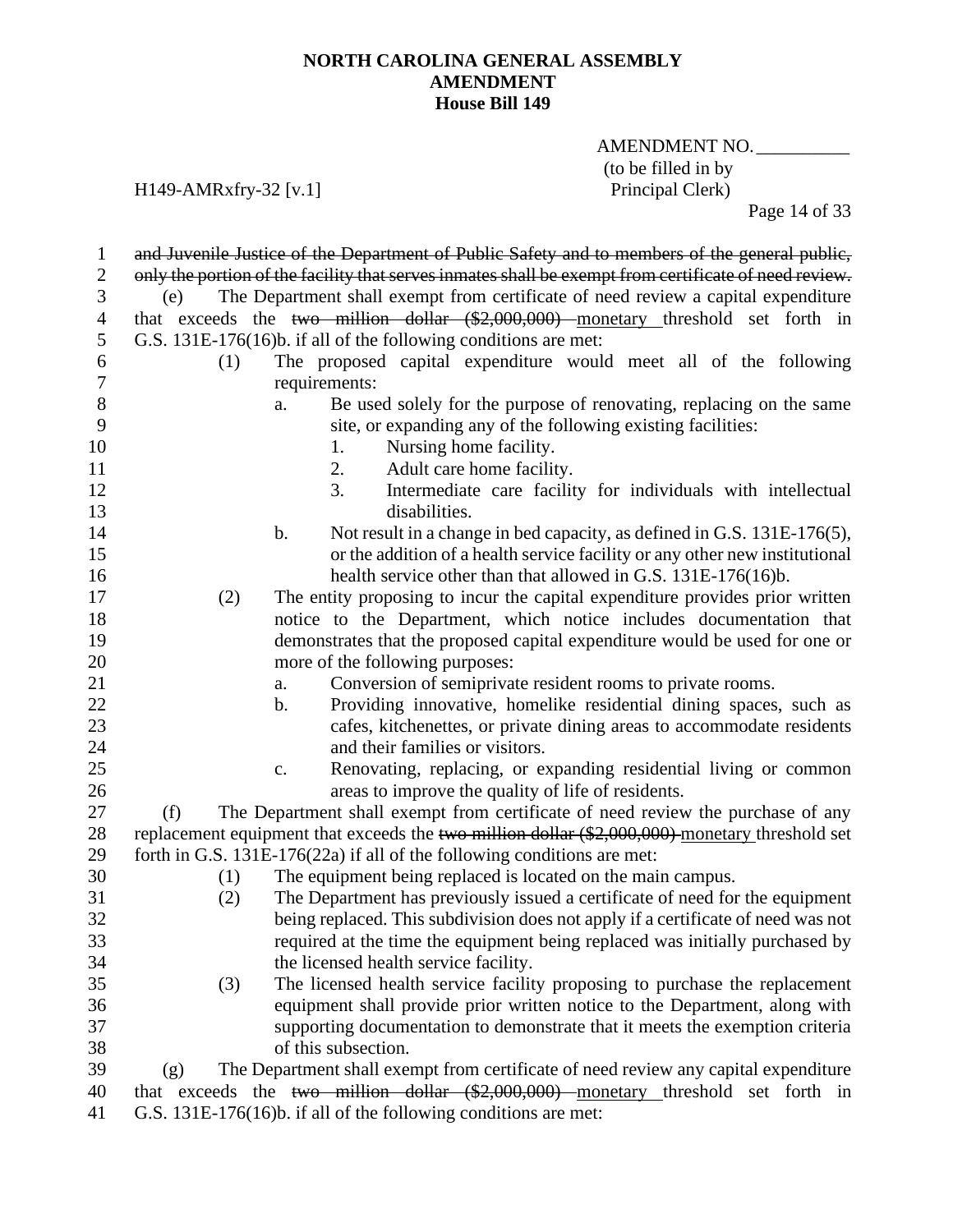~~and Juvenile Justice of the Department of Public Safety and to members of the general public, only the portion of the facility that serves inmates shall be exempt from certificate of need review.~~

(e) The Department shall exempt from certificate of need review a capital expenditure that exceeds the ~~two million dollar ($2,000,000)~~ monetary threshold set forth in G.S. 131E-176(16)b. if all of the following conditions are met:

(1) The proposed capital expenditure would meet all of the following requirements:

a. Be used solely for the purpose of renovating, replacing on the same site, or expanding any of the following existing facilities:

1. Nursing home facility.
2. Adult care home facility.
3. Intermediate care facility for individuals with intellectual disabilities.

b. Not result in a change in bed capacity, as defined in G.S. 131E-176(5), or the addition of a health service facility or any other new institutional health service other than that allowed in G.S. 131E-176(16)b.

(2) The entity proposing to incur the capital expenditure provides prior written notice to the Department, which notice includes documentation that demonstrates that the proposed capital expenditure would be used for one or more of the following purposes:

a. Conversion of semiprivate resident rooms to private rooms.

b. Providing innovative, homelike residential dining spaces, such as cafes, kitchenettes, or private dining areas to accommodate residents and their families or visitors.

c. Renovating, replacing, or expanding residential living or common areas to improve the quality of life of residents.

(f) The Department shall exempt from certificate of need review the purchase of any replacement equipment that exceeds the ~~two million dollar ($2,000,000)~~ monetary threshold set forth in G.S. 131E-176(22a) if all of the following conditions are met:

(1) The equipment being replaced is located on the main campus.

(2) The Department has previously issued a certificate of need for the equipment being replaced. This subdivision does not apply if a certificate of need was not required at the time the equipment being replaced was initially purchased by the licensed health service facility.

(3) The licensed health service facility proposing to purchase the replacement equipment shall provide prior written notice to the Department, along with supporting documentation to demonstrate that it meets the exemption criteria of this subsection.

(g) The Department shall exempt from certificate of need review any capital expenditure that exceeds the ~~two million dollar ($2,000,000)~~ monetary threshold set forth in G.S. 131E-176(16)b. if all of the following conditions are met: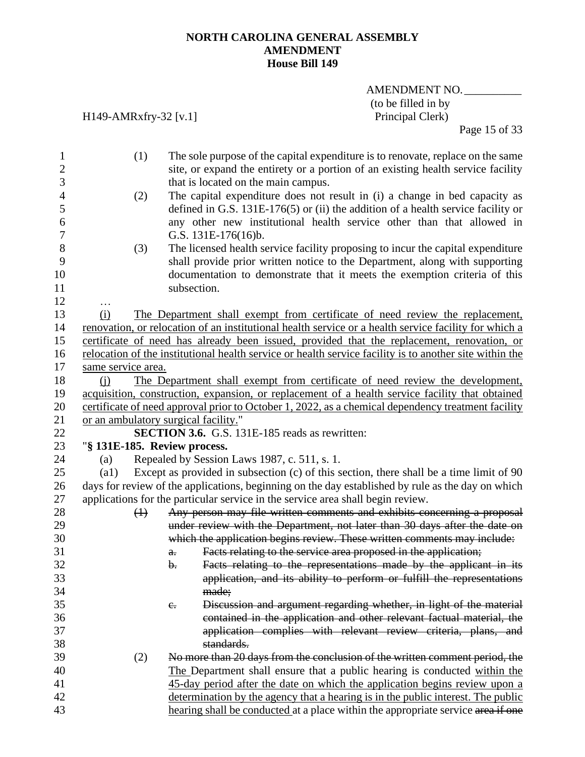(1) The sole purpose of the capital expenditure is to renovate, replace on the same site, or expand the entirety or a portion of an existing health service facility that is located on the main campus.

(2) The capital expenditure does not result in (i) a change in bed capacity as defined in G.S. 131E-176(5) or (ii) the addition of a health service facility or any other new institutional health service other than that allowed in G.S. 131E-176(16)b.

(3) The licensed health service facility proposing to incur the capital expenditure shall provide prior written notice to the Department, along with supporting documentation to demonstrate that it meets the exemption criteria of this subsection.

…

<u>(i) The Department shall exempt from certificate of need review the replacement, renovation, or relocation of an institutional health service or a health service facility for which a certificate of need has already been issued, provided that the replacement, renovation, or relocation of the institutional health service or health service facility is to another site within the same service area.</u>

<u>(j) The Department shall exempt from certificate of need review the development, acquisition, construction, expansion, or replacement of a health service facility that obtained certificate of need approval prior to October 1, 2022, as a chemical dependency treatment facility or an ambulatory surgical facility.</u>"

**SECTION 3.6.** G.S. 131E-185 reads as rewritten:

"**§ 131E-185. Review process.**

(a) Repealed by Session Laws 1987, c. 511, s. 1.

(a1) Except as provided in subsection (c) of this section, there shall be a time limit of 90 days for review of the applications, beginning on the day established by rule as the day on which applications for the particular service in the service area shall begin review.

~~(1) Any person may file written comments and exhibits concerning a proposal under review with the Department, not later than 30 days after the date on which the application begins review. These written comments may include:~~

~~a. Facts relating to the service area proposed in the application;~~

~~b. Facts relating to the representations made by the applicant in its application, and its ability to perform or fulfill the representations made;~~

~~c. Discussion and argument regarding whether, in light of the material contained in the application and other relevant factual material, the application complies with relevant review criteria, plans, and standards.~~

(2) ~~No more than 20 days from the conclusion of the written comment period, the~~ <u>The</u> Department shall ensure that a public hearing is conducted <u>within the 45-day period after the date on which the application begins review upon a determination by the agency that a hearing is in the public interest. The public hearing shall be conducted</u> at a place within the appropriate service ~~area if one~~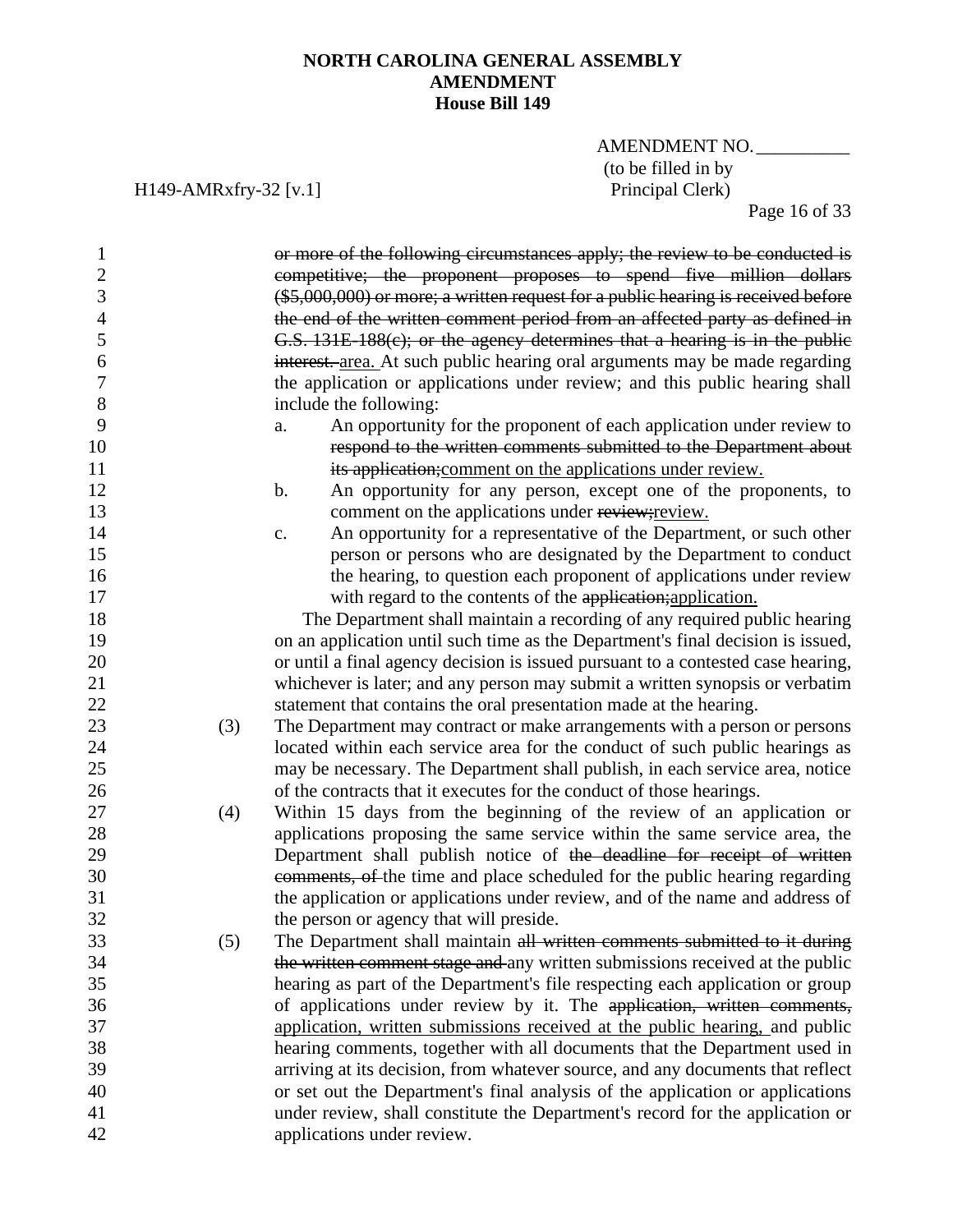~~or more of the following circumstances apply; the review to be conducted is competitive; the proponent proposes to spend five million dollars ($5,000,000) or more; a written request for a public hearing is received before the end of the written comment period from an affected party as defined in G.S. 131E-188(c); or the agency determines that a hearing is in the public interest.~~ <u>area.</u> At such public hearing oral arguments may be made regarding the application or applications under review; and this public hearing shall include the following:

a. An opportunity for the proponent of each application under review to ~~respond to the written comments submitted to the Department about its application;~~<u>comment on the applications under review.</u>

b. An opportunity for any person, except one of the proponents, to comment on the applications under ~~review;~~<u>review.</u>

c. An opportunity for a representative of the Department, or such other person or persons who are designated by the Department to conduct the hearing, to question each proponent of applications under review with regard to the contents of the ~~application;~~<u>application.</u>

The Department shall maintain a recording of any required public hearing on an application until such time as the Department's final decision is issued, or until a final agency decision is issued pursuant to a contested case hearing, whichever is later; and any person may submit a written synopsis or verbatim statement that contains the oral presentation made at the hearing.

(3) The Department may contract or make arrangements with a person or persons located within each service area for the conduct of such public hearings as may be necessary. The Department shall publish, in each service area, notice of the contracts that it executes for the conduct of those hearings.

(4) Within 15 days from the beginning of the review of an application or applications proposing the same service within the same service area, the Department shall publish notice of ~~the deadline for receipt of written comments, of~~ the time and place scheduled for the public hearing regarding the application or applications under review, and of the name and address of the person or agency that will preside.

(5) The Department shall maintain ~~all written comments submitted to it during the written comment stage and~~ any written submissions received at the public hearing as part of the Department's file respecting each application or group of applications under review by it. The ~~application, written comments,~~ <u>application, written submissions received at the public hearing,</u> and public hearing comments, together with all documents that the Department used in arriving at its decision, from whatever source, and any documents that reflect or set out the Department's final analysis of the application or applications under review, shall constitute the Department's record for the application or applications under review.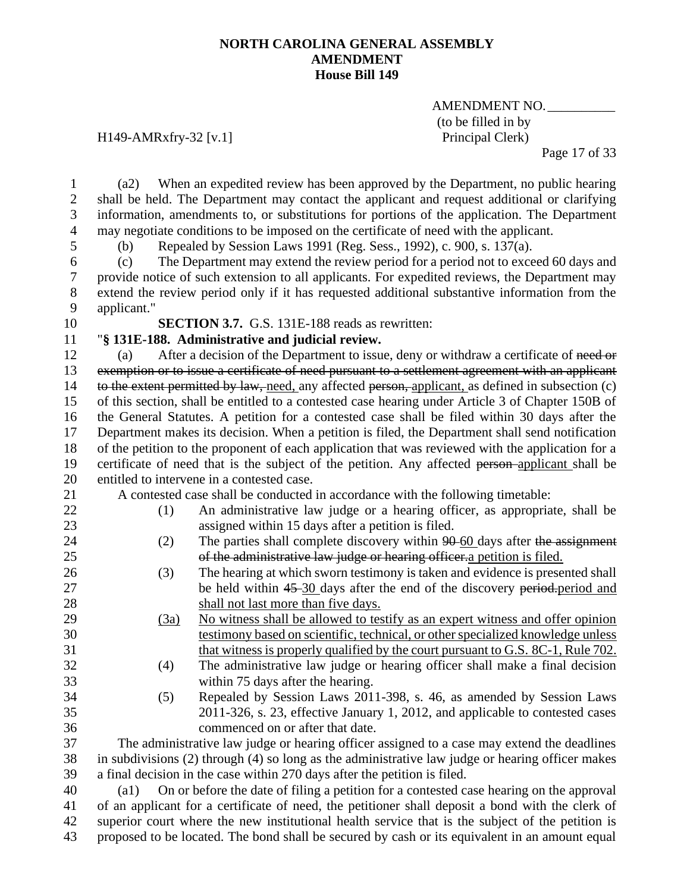**NORTH CAROLINA GENERAL ASSEMBLY**
**AMENDMENT**
**House Bill 149**

AMENDMENT NO. __________
(to be filled in by Principal Clerk)

H149-AMRxfry-32 [v.1]

(a2) When an expedited review has been approved by the Department, no public hearing shall be held. The Department may contact the applicant and request additional or clarifying information, amendments to, or substitutions for portions of the application. The Department may negotiate conditions to be imposed on the certificate of need with the applicant.

(b) Repealed by Session Laws 1991 (Reg. Sess., 1992), c. 900, s. 137(a).

(c) The Department may extend the review period for a period not to exceed 60 days and provide notice of such extension to all applicants. For expedited reviews, the Department may extend the review period only if it has requested additional substantive information from the applicant."

**SECTION 3.7.** G.S. 131E-188 reads as rewritten:

"**§ 131E-188. Administrative and judicial review.**

(a) After a decision of the Department to issue, deny or withdraw a certificate of ~~need or exemption or to issue a certificate of need pursuant to a settlement agreement with an applicant to the extent permitted by law,~~ need, any affected ~~person,~~ applicant, as defined in subsection (c) of this section, shall be entitled to a contested case hearing under Article 3 of Chapter 150B of the General Statutes. A petition for a contested case shall be filed within 30 days after the Department makes its decision. When a petition is filed, the Department shall send notification of the petition to the proponent of each application that was reviewed with the application for a certificate of need that is the subject of the petition. Any affected ~~person~~ applicant shall be entitled to intervene in a contested case.

A contested case shall be conducted in accordance with the following timetable:

(1) An administrative law judge or a hearing officer, as appropriate, shall be assigned within 15 days after a petition is filed.

(2) The parties shall complete discovery within ~~90~~ 60 days after ~~the assignment of the administrative law judge or hearing officer.~~ a petition is filed.

(3) The hearing at which sworn testimony is taken and evidence is presented shall be held within ~~45~~ 30 days after the end of the discovery ~~period.~~ period and shall not last more than five days.

(3a) No witness shall be allowed to testify as an expert witness and offer opinion testimony based on scientific, technical, or other specialized knowledge unless that witness is properly qualified by the court pursuant to G.S. 8C-1, Rule 702.

(4) The administrative law judge or hearing officer shall make a final decision within 75 days after the hearing.

(5) Repealed by Session Laws 2011-398, s. 46, as amended by Session Laws 2011-326, s. 23, effective January 1, 2012, and applicable to contested cases commenced on or after that date.

The administrative law judge or hearing officer assigned to a case may extend the deadlines in subdivisions (2) through (4) so long as the administrative law judge or hearing officer makes a final decision in the case within 270 days after the petition is filed.

(a1) On or before the date of filing a petition for a contested case hearing on the approval of an applicant for a certificate of need, the petitioner shall deposit a bond with the clerk of superior court where the new institutional health service that is the subject of the petition is proposed to be located. The bond shall be secured by cash or its equivalent in an amount equal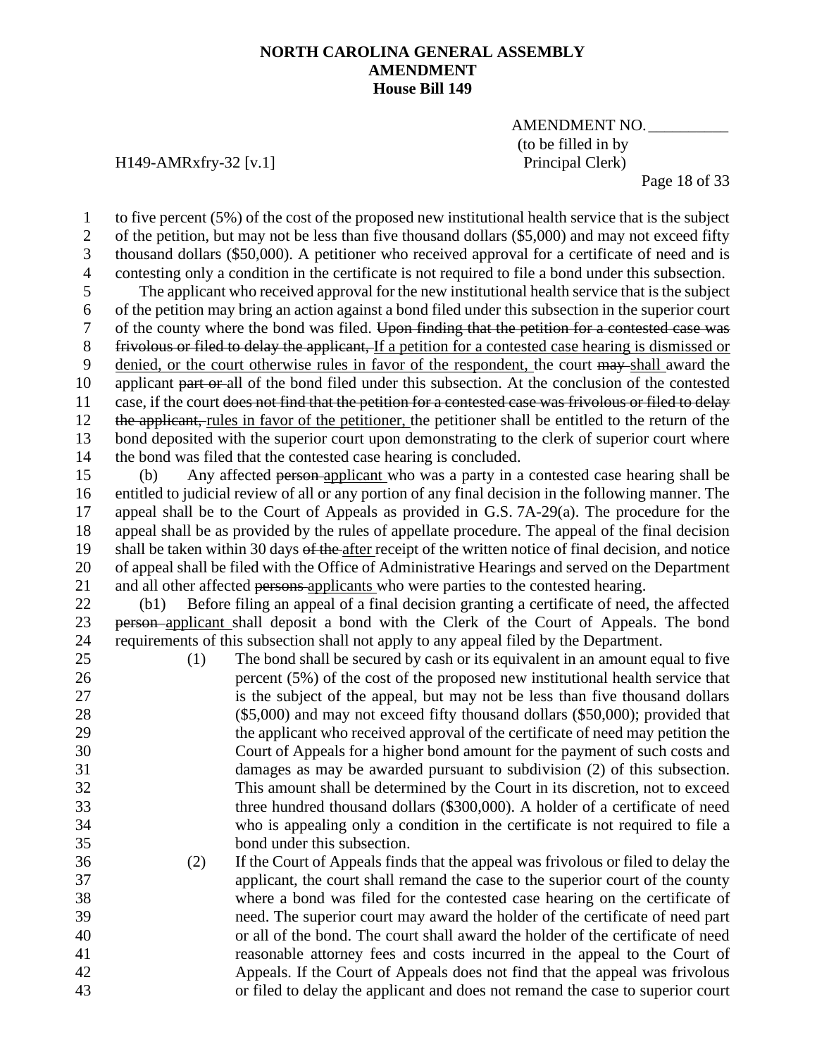to five percent (5%) of the cost of the proposed new institutional health service that is the subject of the petition, but may not be less than five thousand dollars ($5,000) and may not exceed fifty thousand dollars ($50,000). A petitioner who received approval for a certificate of need and is contesting only a condition in the certificate is not required to file a bond under this subsection.

The applicant who received approval for the new institutional health service that is the subject of the petition may bring an action against a bond filed under this subsection in the superior court of the county where the bond was filed. ~~Upon finding that the petition for a contested case was frivolous or filed to delay the applicant,~~ <u>If a petition for a contested case hearing is dismissed or denied, or the court otherwise rules in favor of the respondent,</u> the court ~~may~~ <u>shall</u> award the applicant ~~part or~~ all of the bond filed under this subsection. At the conclusion of the contested case, if the court ~~does not find that the petition for a contested case was frivolous or filed to delay the applicant,~~ <u>rules in favor of the petitioner,</u> the petitioner shall be entitled to the return of the bond deposited with the superior court upon demonstrating to the clerk of superior court where the bond was filed that the contested case hearing is concluded.

(b) Any affected ~~person~~ <u>applicant</u> who was a party in a contested case hearing shall be entitled to judicial review of all or any portion of any final decision in the following manner. The appeal shall be to the Court of Appeals as provided in G.S. 7A-29(a). The procedure for the appeal shall be as provided by the rules of appellate procedure. The appeal of the final decision shall be taken within 30 days ~~of the~~ <u>after</u> receipt of the written notice of final decision, and notice of appeal shall be filed with the Office of Administrative Hearings and served on the Department and all other affected ~~persons~~ <u>applicants</u> who were parties to the contested hearing.

(b1) Before filing an appeal of a final decision granting a certificate of need, the affected ~~person~~ <u>applicant</u> shall deposit a bond with the Clerk of the Court of Appeals. The bond requirements of this subsection shall not apply to any appeal filed by the Department.

1. The bond shall be secured by cash or its equivalent in an amount equal to five percent (5%) of the cost of the proposed new institutional health service that is the subject of the appeal, but may not be less than five thousand dollars ($5,000) and may not exceed fifty thousand dollars ($50,000); provided that the applicant who received approval of the certificate of need may petition the Court of Appeals for a higher bond amount for the payment of such costs and damages as may be awarded pursuant to subdivision (2) of this subsection. This amount shall be determined by the Court in its discretion, not to exceed three hundred thousand dollars ($300,000). A holder of a certificate of need who is appealing only a condition in the certificate is not required to file a bond under this subsection.
2. If the Court of Appeals finds that the appeal was frivolous or filed to delay the applicant, the court shall remand the case to the superior court of the county where a bond was filed for the contested case hearing on the certificate of need. The superior court may award the holder of the certificate of need part or all of the bond. The court shall award the holder of the certificate of need reasonable attorney fees and costs incurred in the appeal to the Court of Appeals. If the Court of Appeals does not find that the appeal was frivolous or filed to delay the applicant and does not remand the case to superior court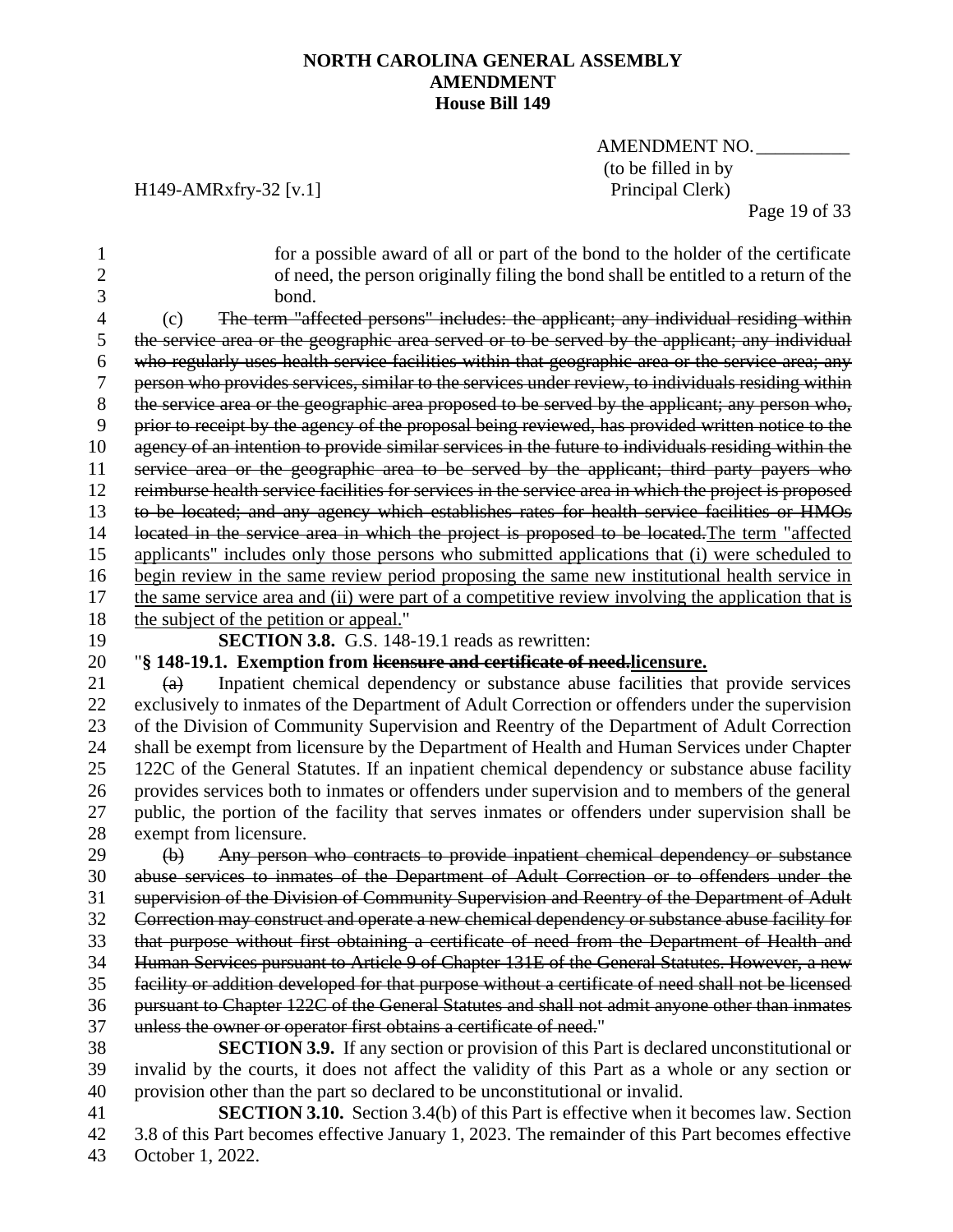**NORTH CAROLINA GENERAL ASSEMBLY**
**AMENDMENT**
**House Bill 149**

AMENDMENT NO. __________
(to be filled in by Principal Clerk)

H149-AMRxfry-32 [v.1]

for a possible award of all or part of the bond to the holder of the certificate of need, the person originally filing the bond shall be entitled to a return of the bond.

(c) ~~The term "affected persons" includes: the applicant; any individual residing within the service area or the geographic area served or to be served by the applicant; any individual who regularly uses health service facilities within that geographic area or the service area; any person who provides services, similar to the services under review, to individuals residing within the service area or the geographic area proposed to be served by the applicant; any person who, prior to receipt by the agency of the proposal being reviewed, has provided written notice to the agency of an intention to provide similar services in the future to individuals residing within the service area or the geographic area to be served by the applicant; third party payers who reimburse health service facilities for services in the service area in which the project is proposed to be located; and any agency which establishes rates for health service facilities or HMOs located in the service area in which the project is proposed to be located.~~The term "affected applicants" includes only those persons who submitted applications that (i) were scheduled to begin review in the same review period proposing the same new institutional health service in the same service area and (ii) were part of a competitive review involving the application that is the subject of the petition or appeal."

**SECTION 3.8.** G.S. 148-19.1 reads as rewritten:

"**§ 148-19.1. Exemption from ~~licensure and certificate of need.~~licensure.**

~~(a)~~ Inpatient chemical dependency or substance abuse facilities that provide services exclusively to inmates of the Department of Adult Correction or offenders under the supervision of the Division of Community Supervision and Reentry of the Department of Adult Correction shall be exempt from licensure by the Department of Health and Human Services under Chapter 122C of the General Statutes. If an inpatient chemical dependency or substance abuse facility provides services both to inmates or offenders under supervision and to members of the general public, the portion of the facility that serves inmates or offenders under supervision shall be exempt from licensure.

~~(b) Any person who contracts to provide inpatient chemical dependency or substance abuse services to inmates of the Department of Adult Correction or to offenders under the supervision of the Division of Community Supervision and Reentry of the Department of Adult Correction may construct and operate a new chemical dependency or substance abuse facility for that purpose without first obtaining a certificate of need from the Department of Health and Human Services pursuant to Article 9 of Chapter 131E of the General Statutes. However, a new facility or addition developed for that purpose without a certificate of need shall not be licensed pursuant to Chapter 122C of the General Statutes and shall not admit anyone other than inmates unless the owner or operator first obtains a certificate of need.~~"

**SECTION 3.9.** If any section or provision of this Part is declared unconstitutional or invalid by the courts, it does not affect the validity of this Part as a whole or any section or provision other than the part so declared to be unconstitutional or invalid.

**SECTION 3.10.** Section 3.4(b) of this Part is effective when it becomes law. Section 3.8 of this Part becomes effective January 1, 2023. The remainder of this Part becomes effective October 1, 2022.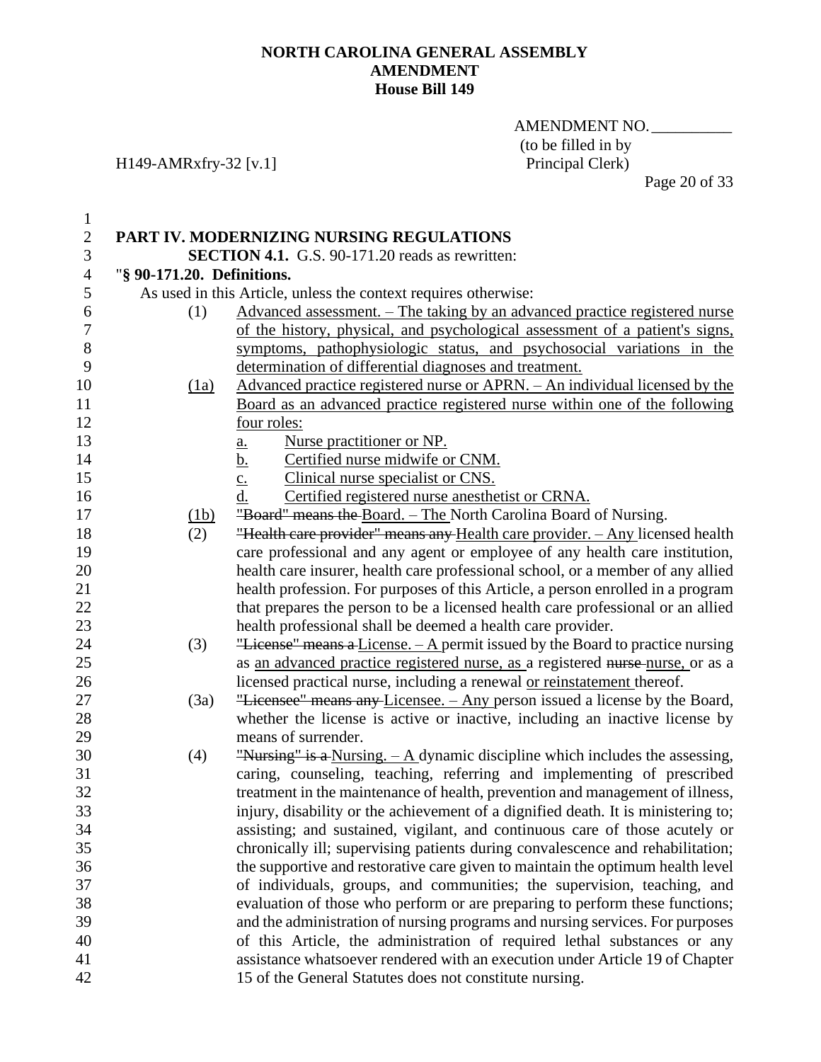**NORTH CAROLINA GENERAL ASSEMBLY**
**AMENDMENT**
**House Bill 149**

AMENDMENT NO. __________
(to be filled in by Principal Clerk)

H149-AMRxfry-32 [v.1]

**PART IV. MODERNIZING NURSING REGULATIONS**

**SECTION 4.1.** G.S. 90-171.20 reads as rewritten:

"**§ 90-171.20. Definitions.**

As used in this Article, unless the context requires otherwise:

(1) Advanced assessment. – The taking by an advanced practice registered nurse of the history, physical, and psychological assessment of a patient's signs, symptoms, pathophysiologic status, and psychosocial variations in the determination of differential diagnoses and treatment.

(1a) Advanced practice registered nurse or APRN. – An individual licensed by the Board as an advanced practice registered nurse within one of the following four roles:

a. Nurse practitioner or NP.
b. Certified nurse midwife or CNM.
c. Clinical nurse specialist or CNS.
d. Certified registered nurse anesthetist or CRNA.

(1b) ~~"Board" means the~~ Board. – The North Carolina Board of Nursing.

(2) ~~"Health care provider" means any~~ Health care provider. – Any licensed health care professional and any agent or employee of any health care institution, health care insurer, health care professional school, or a member of any allied health profession. For purposes of this Article, a person enrolled in a program that prepares the person to be a licensed health care professional or an allied health professional shall be deemed a health care provider.

(3) ~~"License" means a~~ License. – A permit issued by the Board to practice nursing as an advanced practice registered nurse, as a registered ~~nurse~~ nurse, or as a licensed practical nurse, including a renewal or reinstatement thereof.

(3a) ~~"Licensee" means any~~ Licensee. – Any person issued a license by the Board, whether the license is active or inactive, including an inactive license by means of surrender.

(4) ~~"Nursing" is a~~ Nursing. – A dynamic discipline which includes the assessing, caring, counseling, teaching, referring and implementing of prescribed treatment in the maintenance of health, prevention and management of illness, injury, disability or the achievement of a dignified death. It is ministering to; assisting; and sustained, vigilant, and continuous care of those acutely or chronically ill; supervising patients during convalescence and rehabilitation; the supportive and restorative care given to maintain the optimum health level of individuals, groups, and communities; the supervision, teaching, and evaluation of those who perform or are preparing to perform these functions; and the administration of nursing programs and nursing services. For purposes of this Article, the administration of required lethal substances or any assistance whatsoever rendered with an execution under Article 19 of Chapter 15 of the General Statutes does not constitute nursing.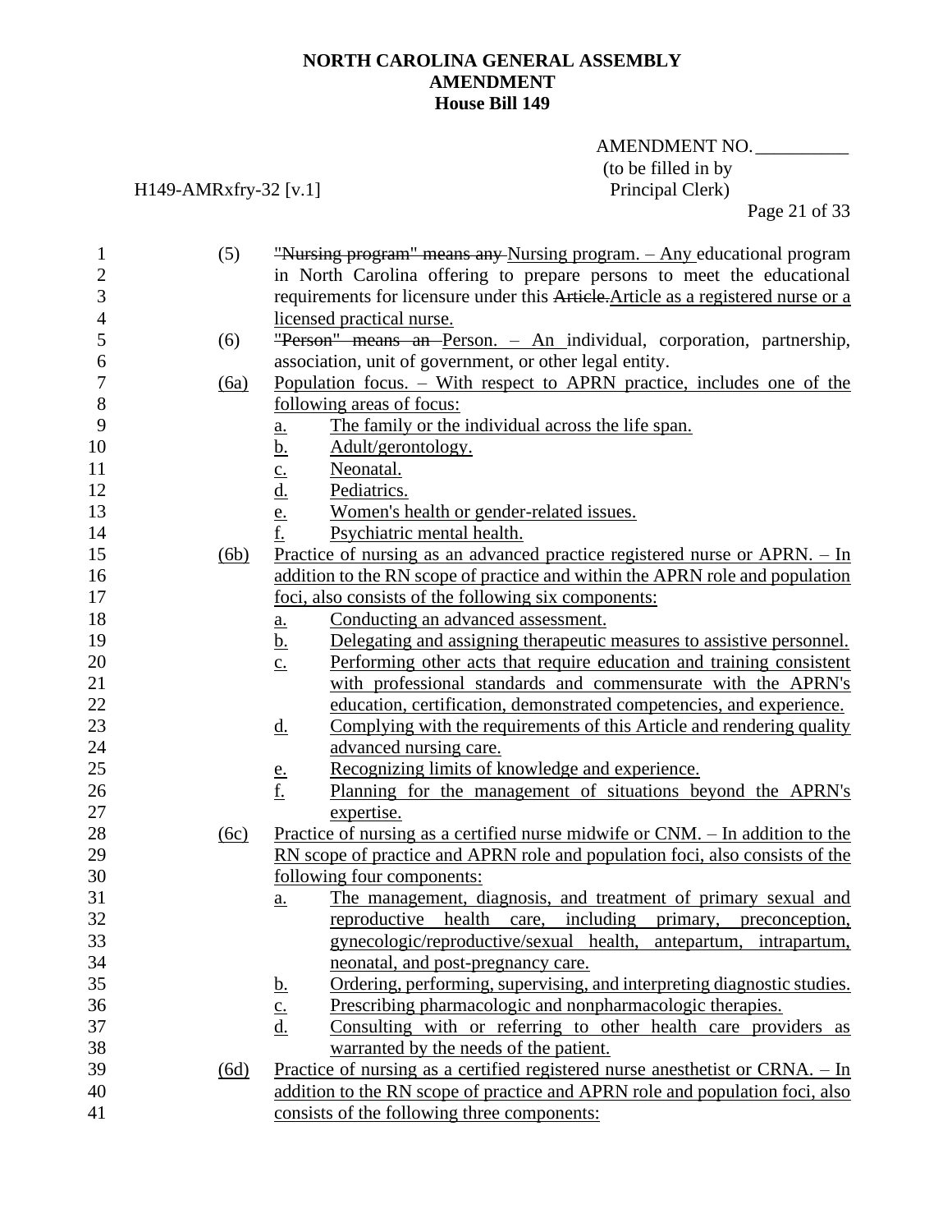**NORTH CAROLINA GENERAL ASSEMBLY**
**AMENDMENT**
**House Bill 149**

AMENDMENT NO. __________
(to be filled in by Principal Clerk)

H149-AMRxfry-32 [v.1]

(5) ~~"Nursing program" means any~~ Nursing program. – Any educational program in North Carolina offering to prepare persons to meet the educational requirements for licensure under this ~~Article.~~Article as a registered nurse or a licensed practical nurse.

(6) ~~"Person" means an~~ Person. – An individual, corporation, partnership, association, unit of government, or other legal entity.

(6a) Population focus. – With respect to APRN practice, includes one of the following areas of focus:

a. The family or the individual across the life span.
b. Adult/gerontology.
c. Neonatal.
d. Pediatrics.
e. Women's health or gender-related issues.
f. Psychiatric mental health.

(6b) Practice of nursing as an advanced practice registered nurse or APRN. – In addition to the RN scope of practice and within the APRN role and population foci, also consists of the following six components:

a. Conducting an advanced assessment.
b. Delegating and assigning therapeutic measures to assistive personnel.
c. Performing other acts that require education and training consistent with professional standards and commensurate with the APRN's education, certification, demonstrated competencies, and experience.
d. Complying with the requirements of this Article and rendering quality advanced nursing care.
e. Recognizing limits of knowledge and experience.
f. Planning for the management of situations beyond the APRN's expertise.

(6c) Practice of nursing as a certified nurse midwife or CNM. – In addition to the RN scope of practice and APRN role and population foci, also consists of the following four components:

a. The management, diagnosis, and treatment of primary sexual and reproductive health care, including primary, preconception, gynecologic/reproductive/sexual health, antepartum, intrapartum, neonatal, and post-pregnancy care.
b. Ordering, performing, supervising, and interpreting diagnostic studies.
c. Prescribing pharmacologic and nonpharmacologic therapies.
d. Consulting with or referring to other health care providers as warranted by the needs of the patient.

(6d) Practice of nursing as a certified registered nurse anesthetist or CRNA. – In addition to the RN scope of practice and APRN role and population foci, also consists of the following three components: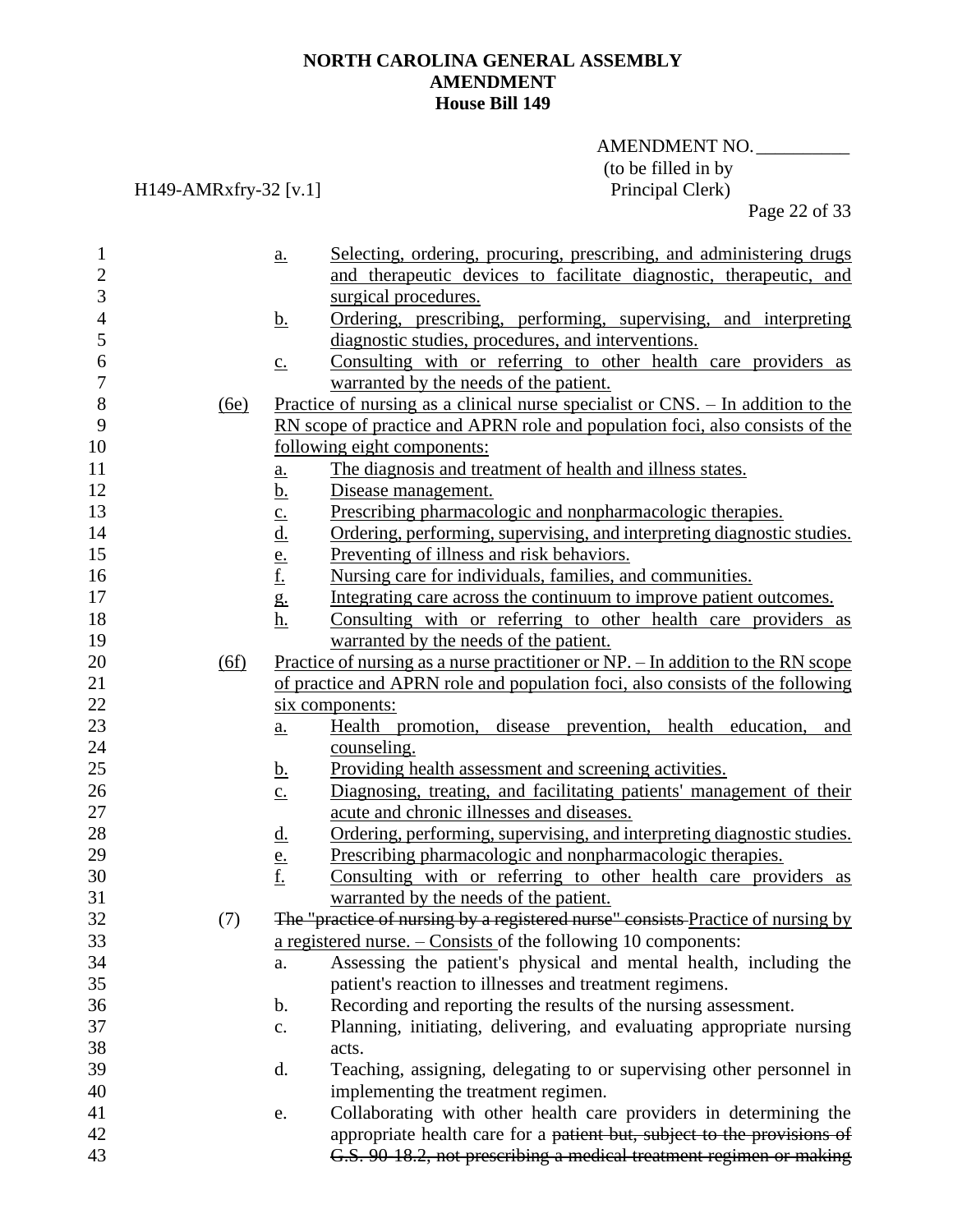NORTH CAROLINA GENERAL ASSEMBLY
AMENDMENT
House Bill 149

AMENDMENT NO. __________
(to be filled in by Principal Clerk)

H149-AMRxfry-32 [v.1]

a. Selecting, ordering, procuring, prescribing, and administering drugs and therapeutic devices to facilitate diagnostic, therapeutic, and surgical procedures.

b. Ordering, prescribing, performing, supervising, and interpreting diagnostic studies, procedures, and interventions.

c. Consulting with or referring to other health care providers as warranted by the needs of the patient.

(6e) Practice of nursing as a clinical nurse specialist or CNS. – In addition to the RN scope of practice and APRN role and population foci, also consists of the following eight components:

a. The diagnosis and treatment of health and illness states.
b. Disease management.
c. Prescribing pharmacologic and nonpharmacologic therapies.
d. Ordering, performing, supervising, and interpreting diagnostic studies.
e. Preventing of illness and risk behaviors.
f. Nursing care for individuals, families, and communities.
g. Integrating care across the continuum to improve patient outcomes.
h. Consulting with or referring to other health care providers as warranted by the needs of the patient.

(6f) Practice of nursing as a nurse practitioner or NP. – In addition to the RN scope of practice and APRN role and population foci, also consists of the following six components:

a. Health promotion, disease prevention, health education, and counseling.
b. Providing health assessment and screening activities.
c. Diagnosing, treating, and facilitating patients' management of their acute and chronic illnesses and diseases.
d. Ordering, performing, supervising, and interpreting diagnostic studies.
e. Prescribing pharmacologic and nonpharmacologic therapies.
f. Consulting with or referring to other health care providers as warranted by the needs of the patient.

(7) ~~The "practice of nursing by a registered nurse" consists~~ Practice of nursing by a registered nurse. – Consists of the following 10 components:

a. Assessing the patient's physical and mental health, including the patient's reaction to illnesses and treatment regimens.
b. Recording and reporting the results of the nursing assessment.
c. Planning, initiating, delivering, and evaluating appropriate nursing acts.
d. Teaching, assigning, delegating to or supervising other personnel in implementing the treatment regimen.
e. Collaborating with other health care providers in determining the appropriate health care for a ~~patient but, subject to the provisions of G.S. 90-18.2, not prescribing a medical treatment regimen or making~~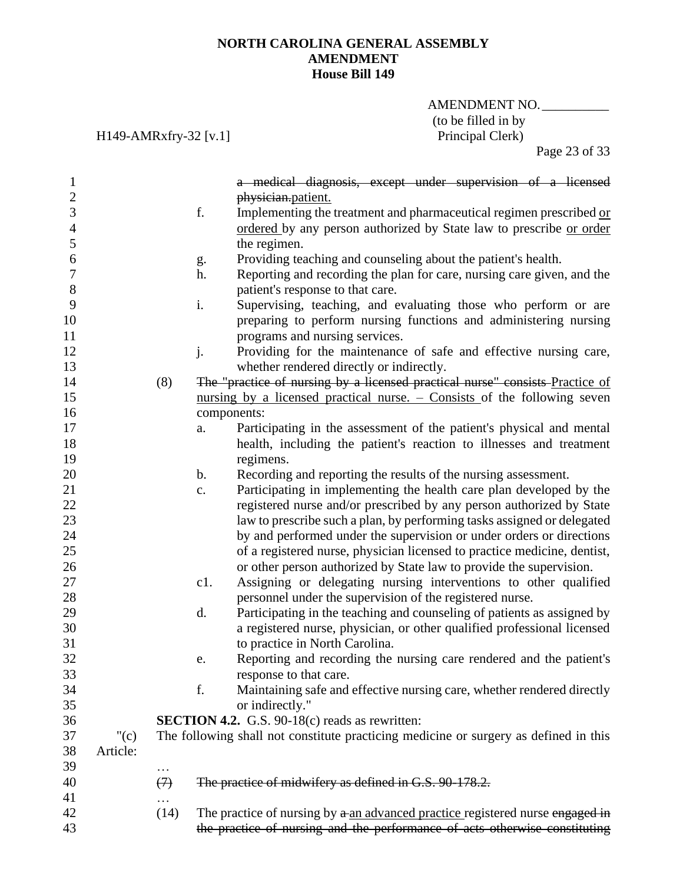~~a medical diagnosis, except under supervision of a licensed physician.~~<u>patient.</u>

f. Implementing the treatment and pharmaceutical regimen prescribed <u>or ordered</u> by any person authorized by State law to prescribe <u>or order</u> the regimen.

g. Providing teaching and counseling about the patient's health.

h. Reporting and recording the plan for care, nursing care given, and the patient's response to that care.

i. Supervising, teaching, and evaluating those who perform or are preparing to perform nursing functions and administering nursing programs and nursing services.

j. Providing for the maintenance of safe and effective nursing care, whether rendered directly or indirectly.

(8) ~~The "practice of nursing by a licensed practical nurse" consists~~ <u>Practice of nursing by a licensed practical nurse. – Consists</u> of the following seven components:

a. Participating in the assessment of the patient's physical and mental health, including the patient's reaction to illnesses and treatment regimens.

b. Recording and reporting the results of the nursing assessment.

c. Participating in implementing the health care plan developed by the registered nurse and/or prescribed by any person authorized by State law to prescribe such a plan, by performing tasks assigned or delegated by and performed under the supervision or under orders or directions of a registered nurse, physician licensed to practice medicine, dentist, or other person authorized by State law to provide the supervision.

c1. Assigning or delegating nursing interventions to other qualified personnel under the supervision of the registered nurse.

d. Participating in the teaching and counseling of patients as assigned by a registered nurse, physician, or other qualified professional licensed to practice in North Carolina.

e. Reporting and recording the nursing care rendered and the patient's response to that care.

f. Maintaining safe and effective nursing care, whether rendered directly or indirectly."

**SECTION 4.2.** G.S. 90-18(c) reads as rewritten:

"(c) The following shall not constitute practicing medicine or surgery as defined in this Article:

…

~~(7) The practice of midwifery as defined in G.S. 90-178.2.~~

…

(14) The practice of nursing by ~~a~~ <u>an advanced practice</u> registered nurse ~~engaged in the practice of nursing and the performance of acts otherwise constituting~~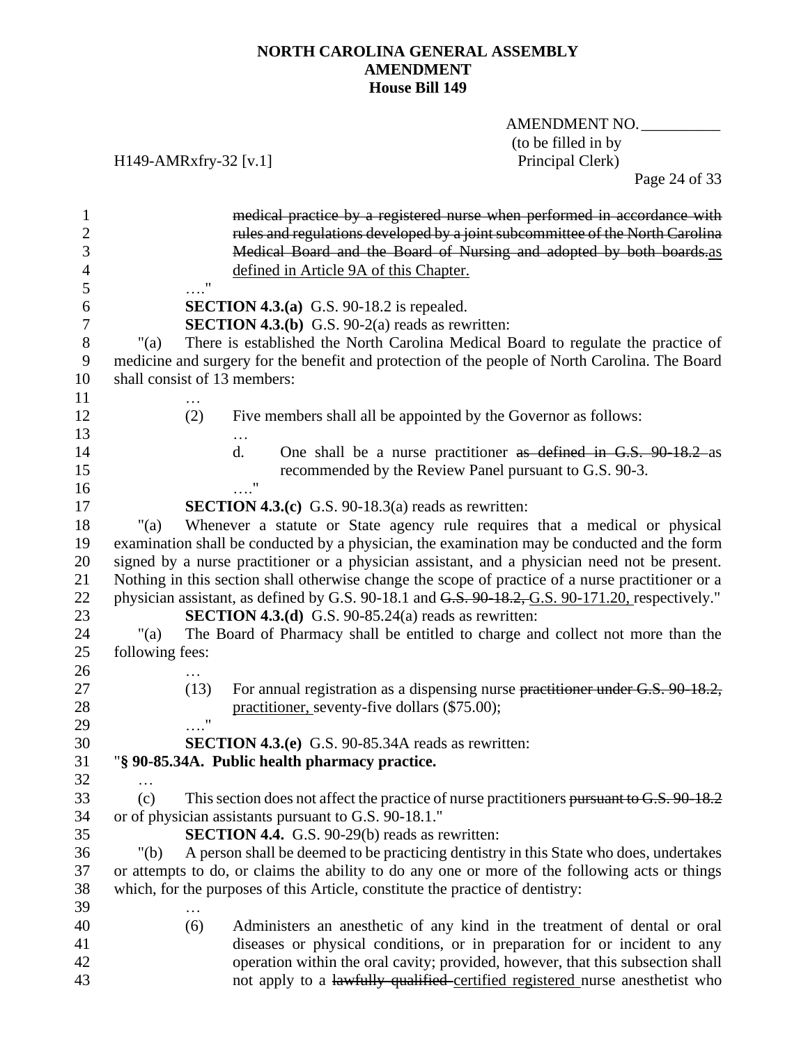medical practice by a registered nurse when performed in accordance with rules and regulations developed by a joint subcommittee of the North Carolina Medical Board and the Board of Nursing and adopted by both boards.as defined in Article 9A of this Chapter.

…."

**SECTION 4.3.(a)** G.S. 90-18.2 is repealed.

**SECTION 4.3.(b)** G.S. 90-2(a) reads as rewritten:

"(a) There is established the North Carolina Medical Board to regulate the practice of medicine and surgery for the benefit and protection of the people of North Carolina. The Board shall consist of 13 members:

…

(2) Five members shall all be appointed by the Governor as follows:

…

d. One shall be a nurse practitioner as defined in G.S. 90-18.2 as recommended by the Review Panel pursuant to G.S. 90-3.

…."

**SECTION 4.3.(c)** G.S. 90-18.3(a) reads as rewritten:

"(a) Whenever a statute or State agency rule requires that a medical or physical examination shall be conducted by a physician, the examination may be conducted and the form signed by a nurse practitioner or a physician assistant, and a physician need not be present. Nothing in this section shall otherwise change the scope of practice of a nurse practitioner or a physician assistant, as defined by G.S. 90-18.1 and G.S. 90-18.2, G.S. 90-171.20, respectively."

**SECTION 4.3.(d)** G.S. 90-85.24(a) reads as rewritten:

"(a) The Board of Pharmacy shall be entitled to charge and collect not more than the following fees:

…

(13) For annual registration as a dispensing nurse practitioner under G.S. 90-18.2, practitioner, seventy-five dollars ($75.00);

…."

**SECTION 4.3.(e)** G.S. 90-85.34A reads as rewritten:

"**§ 90-85.34A. Public health pharmacy practice.**

…

(c) This section does not affect the practice of nurse practitioners pursuant to G.S. 90-18.2 or of physician assistants pursuant to G.S. 90-18.1."

**SECTION 4.4.** G.S. 90-29(b) reads as rewritten:

"(b) A person shall be deemed to be practicing dentistry in this State who does, undertakes or attempts to do, or claims the ability to do any one or more of the following acts or things which, for the purposes of this Article, constitute the practice of dentistry:

…

(6) Administers an anesthetic of any kind in the treatment of dental or oral diseases or physical conditions, or in preparation for or incident to any operation within the oral cavity; provided, however, that this subsection shall not apply to a lawfully qualified certified registered nurse anesthetist who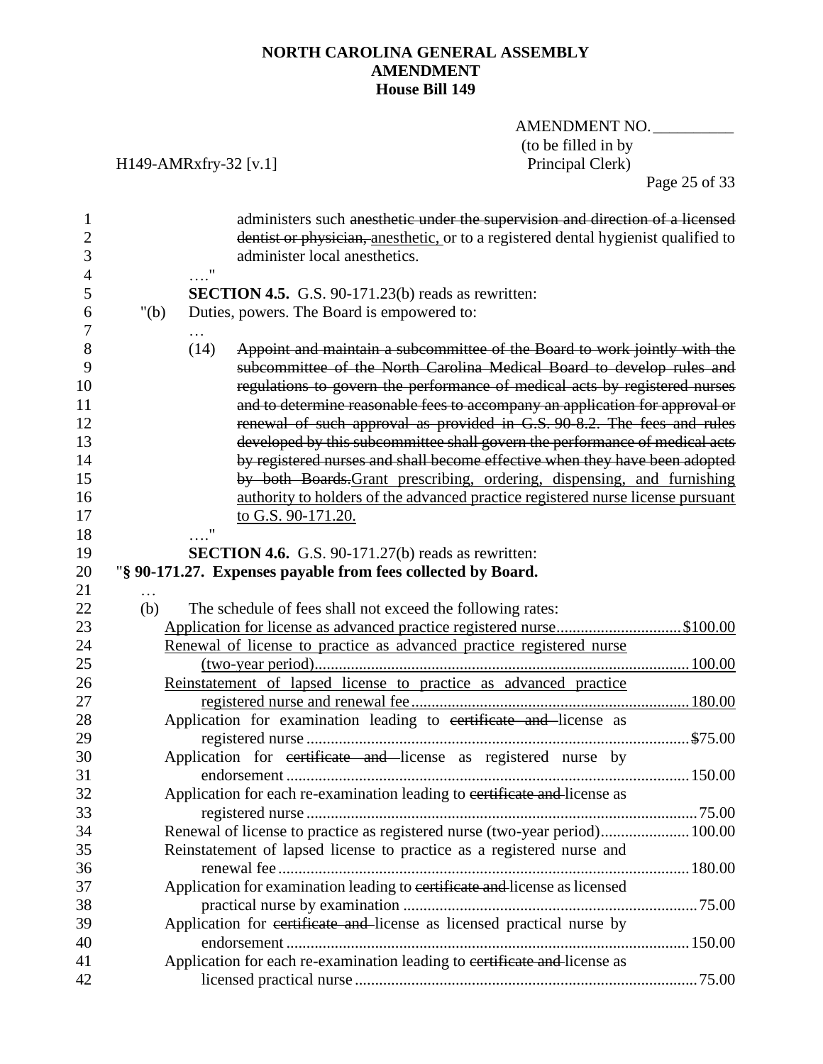administers such ~~anesthetic under the supervision and direction of a licensed dentist or physician,~~ anesthetic, or to a registered dental hygienist qualified to administer local anesthetics.

…."

**SECTION 4.5.** G.S. 90-171.23(b) reads as rewritten:

"(b) Duties, powers. The Board is empowered to:

…

(14) ~~Appoint and maintain a subcommittee of the Board to work jointly with the subcommittee of the North Carolina Medical Board to develop rules and regulations to govern the performance of medical acts by registered nurses and to determine reasonable fees to accompany an application for approval or renewal of such approval as provided in G.S. 90-8.2. The fees and rules developed by this subcommittee shall govern the performance of medical acts by registered nurses and shall become effective when they have been adopted by both Boards.~~Grant prescribing, ordering, dispensing, and furnishing authority to holders of the advanced practice registered nurse license pursuant to G.S. 90-171.20.

…."

**SECTION 4.6.** G.S. 90-171.27(b) reads as rewritten:

"**§ 90-171.27. Expenses payable from fees collected by Board.**

…

(b) The schedule of fees shall not exceed the following rates:

| | |
|---|---|
| Application for license as advanced practice registered nurse | $100.00 |
| Renewal of license to practice as advanced practice registered nurse (two-year period) | 100.00 |
| Reinstatement of lapsed license to practice as advanced practice registered nurse and renewal fee | 180.00 |
| Application for examination leading to ~~certificate and~~ license as registered nurse | $75.00 |
| Application for ~~certificate and~~ license as registered nurse by endorsement | 150.00 |
| Application for each re-examination leading to ~~certificate and~~ license as registered nurse | 75.00 |
| Renewal of license to practice as registered nurse (two-year period) | 100.00 |
| Reinstatement of lapsed license to practice as a registered nurse and renewal fee | 180.00 |
| Application for examination leading to ~~certificate and~~ license as licensed practical nurse by examination | 75.00 |
| Application for ~~certificate and~~ license as licensed practical nurse by endorsement | 150.00 |
| Application for each re-examination leading to ~~certificate and~~ license as licensed practical nurse | 75.00 |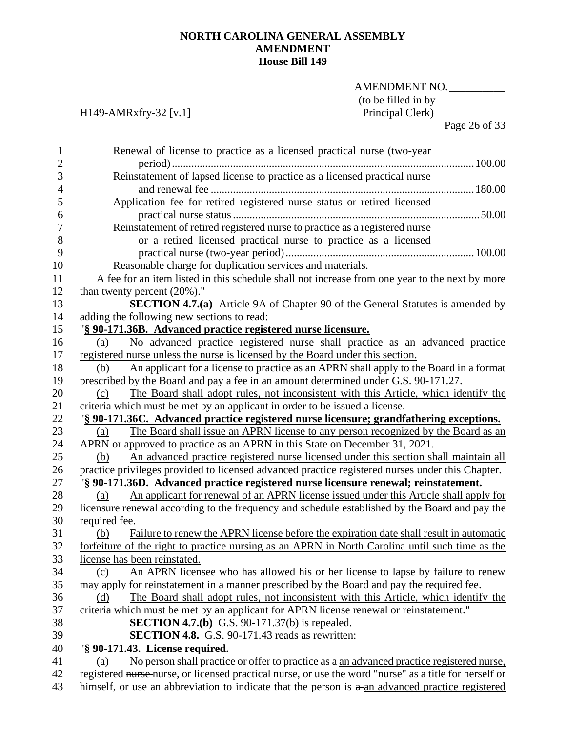Renewal of license to practice as a licensed practical nurse (two-year period) .......... 100.00

Reinstatement of lapsed license to practice as a licensed practical nurse and renewal fee .......... 180.00

Application fee for retired registered nurse status or retired licensed practical nurse status .......... 50.00

Reinstatement of retired registered nurse to practice as a registered nurse or a retired licensed practical nurse to practice as a licensed practical nurse (two-year period) .......... 100.00

Reasonable charge for duplication services and materials.

A fee for an item listed in this schedule shall not increase from one year to the next by more than twenty percent (20%)."

**SECTION 4.7.(a)** Article 9A of Chapter 90 of the General Statutes is amended by adding the following new sections to read:

"<u>**§ 90-171.36B. Advanced practice registered nurse licensure.**</u>

<u>(a) No advanced practice registered nurse shall practice as an advanced practice registered nurse unless the nurse is licensed by the Board under this section.</u>

<u>(b) An applicant for a license to practice as an APRN shall apply to the Board in a format prescribed by the Board and pay a fee in an amount determined under G.S. 90-171.27.</u>

<u>(c) The Board shall adopt rules, not inconsistent with this Article, which identify the criteria which must be met by an applicant in order to be issued a license.</u>

"<u>**§ 90-171.36C. Advanced practice registered nurse licensure; grandfathering exceptions.**</u>

<u>(a) The Board shall issue an APRN license to any person recognized by the Board as an APRN or approved to practice as an APRN in this State on December 31, 2021.</u>

<u>(b) An advanced practice registered nurse licensed under this section shall maintain all practice privileges provided to licensed advanced practice registered nurses under this Chapter.</u>

"<u>**§ 90-171.36D. Advanced practice registered nurse licensure renewal; reinstatement.**</u>

<u>(a) An applicant for renewal of an APRN license issued under this Article shall apply for licensure renewal according to the frequency and schedule established by the Board and pay the required fee.</u>

<u>(b) Failure to renew the APRN license before the expiration date shall result in automatic forfeiture of the right to practice nursing as an APRN in North Carolina until such time as the license has been reinstated.</u>

<u>(c) An APRN licensee who has allowed his or her license to lapse by failure to renew may apply for reinstatement in a manner prescribed by the Board and pay the required fee.</u>

<u>(d) The Board shall adopt rules, not inconsistent with this Article, which identify the criteria which must be met by an applicant for APRN license renewal or reinstatement.</u>"

**SECTION 4.7.(b)** G.S. 90-171.37(b) is repealed.

**SECTION 4.8.** G.S. 90-171.43 reads as rewritten:

"**§ 90-171.43. License required.**

(a) No person shall practice or offer to practice as ~~a~~ <u>an advanced practice registered nurse,</u> registered ~~nurse~~ <u>nurse,</u> or licensed practical nurse, or use the word "nurse" as a title for herself or himself, or use an abbreviation to indicate that the person is ~~a~~ <u>an advanced practice registered</u>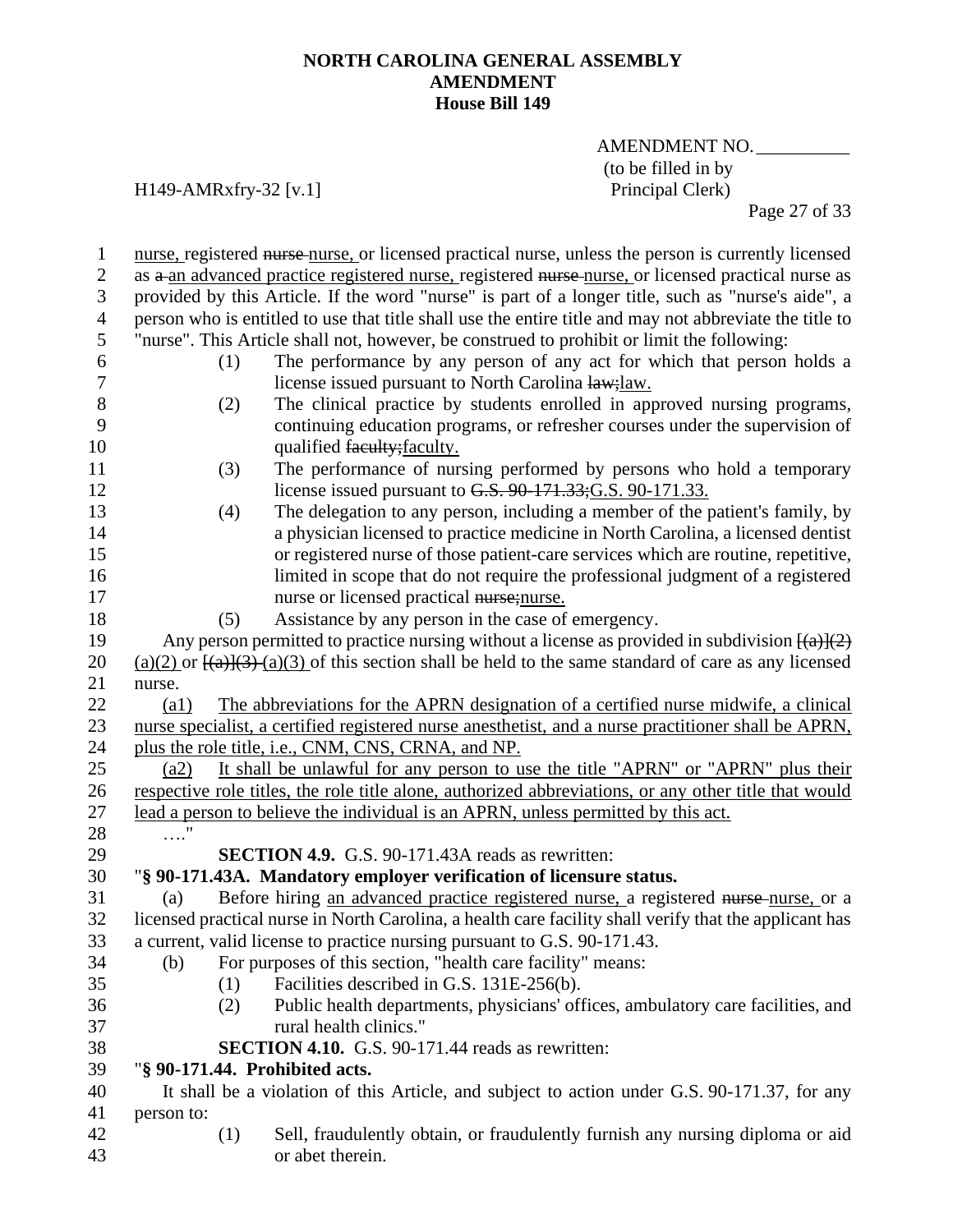nurse, registered nurse nurse, or licensed practical nurse, unless the person is currently licensed as a an advanced practice registered nurse, registered nurse nurse, or licensed practical nurse as provided by this Article. If the word "nurse" is part of a longer title, such as "nurse's aide", a person who is entitled to use that title shall use the entire title and may not abbreviate the title to "nurse". This Article shall not, however, be construed to prohibit or limit the following:

(1) The performance by any person of any act for which that person holds a license issued pursuant to North Carolina law;law.

(2) The clinical practice by students enrolled in approved nursing programs, continuing education programs, or refresher courses under the supervision of qualified faculty;faculty.

(3) The performance of nursing performed by persons who hold a temporary license issued pursuant to G.S. 90-171.33;G.S. 90-171.33.

(4) The delegation to any person, including a member of the patient's family, by a physician licensed to practice medicine in North Carolina, a licensed dentist or registered nurse of those patient-care services which are routine, repetitive, limited in scope that do not require the professional judgment of a registered nurse or licensed practical nurse;nurse.

(5) Assistance by any person in the case of emergency.

Any person permitted to practice nursing without a license as provided in subdivision [(a)](2) (a)(2) or [(a)](3) (a)(3) of this section shall be held to the same standard of care as any licensed nurse.

(a1) The abbreviations for the APRN designation of a certified nurse midwife, a clinical nurse specialist, a certified registered nurse anesthetist, and a nurse practitioner shall be APRN, plus the role title, i.e., CNM, CNS, CRNA, and NP.

(a2) It shall be unlawful for any person to use the title "APRN" or "APRN" plus their respective role titles, the role title alone, authorized abbreviations, or any other title that would lead a person to believe the individual is an APRN, unless permitted by this act.

…."

**SECTION 4.9.** G.S. 90-171.43A reads as rewritten:

"**§ 90-171.43A. Mandatory employer verification of licensure status.**

(a) Before hiring an advanced practice registered nurse, a registered nurse nurse, or a licensed practical nurse in North Carolina, a health care facility shall verify that the applicant has a current, valid license to practice nursing pursuant to G.S. 90-171.43.

(b) For purposes of this section, "health care facility" means:

(1) Facilities described in G.S. 131E-256(b).

(2) Public health departments, physicians' offices, ambulatory care facilities, and rural health clinics."

**SECTION 4.10.** G.S. 90-171.44 reads as rewritten:

"**§ 90-171.44. Prohibited acts.**

It shall be a violation of this Article, and subject to action under G.S. 90-171.37, for any person to:

(1) Sell, fraudulently obtain, or fraudulently furnish any nursing diploma or aid or abet therein.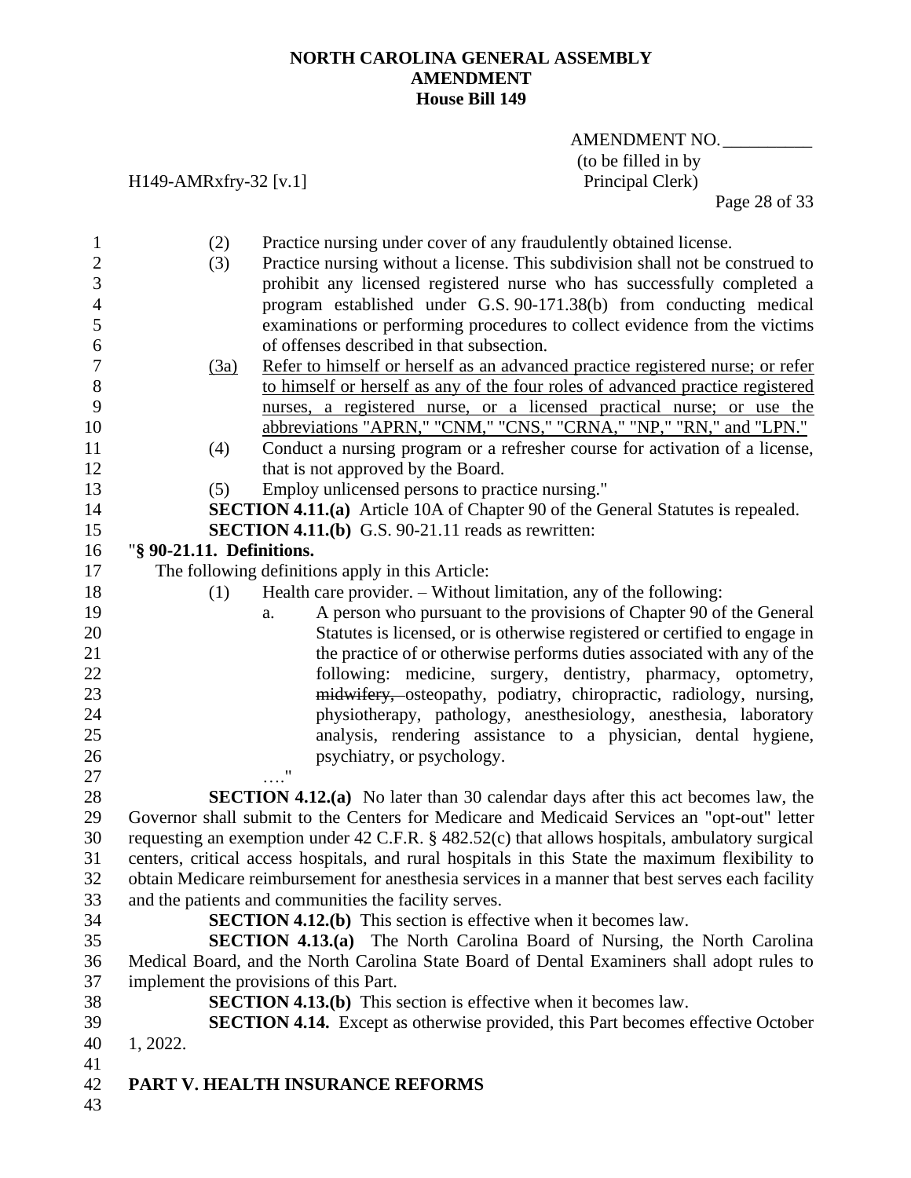(2) Practice nursing under cover of any fraudulently obtained license.

(3) Practice nursing without a license. This subdivision shall not be construed to prohibit any licensed registered nurse who has successfully completed a program established under G.S. 90-171.38(b) from conducting medical examinations or performing procedures to collect evidence from the victims of offenses described in that subsection.

(3a) Refer to himself or herself as an advanced practice registered nurse; or refer to himself or herself as any of the four roles of advanced practice registered nurses, a registered nurse, or a licensed practical nurse; or use the abbreviations "APRN," "CNM," "CNS," "CRNA," "NP," "RN," and "LPN."

(4) Conduct a nursing program or a refresher course for activation of a license, that is not approved by the Board.

(5) Employ unlicensed persons to practice nursing."

**SECTION 4.11.(a)** Article 10A of Chapter 90 of the General Statutes is repealed.

**SECTION 4.11.(b)** G.S. 90-21.11 reads as rewritten:

"**§ 90-21.11. Definitions.**

The following definitions apply in this Article:

(1) Health care provider. – Without limitation, any of the following:

a. A person who pursuant to the provisions of Chapter 90 of the General Statutes is licensed, or is otherwise registered or certified to engage in the practice of or otherwise performs duties associated with any of the following: medicine, surgery, dentistry, pharmacy, optometry, ~~midwifery,~~ osteopathy, podiatry, chiropractic, radiology, nursing, physiotherapy, pathology, anesthesiology, anesthesia, laboratory analysis, rendering assistance to a physician, dental hygiene, psychiatry, or psychology.

…."

**SECTION 4.12.(a)** No later than 30 calendar days after this act becomes law, the Governor shall submit to the Centers for Medicare and Medicaid Services an "opt-out" letter requesting an exemption under 42 C.F.R. § 482.52(c) that allows hospitals, ambulatory surgical centers, critical access hospitals, and rural hospitals in this State the maximum flexibility to obtain Medicare reimbursement for anesthesia services in a manner that best serves each facility and the patients and communities the facility serves.

**SECTION 4.12.(b)** This section is effective when it becomes law.

**SECTION 4.13.(a)** The North Carolina Board of Nursing, the North Carolina Medical Board, and the North Carolina State Board of Dental Examiners shall adopt rules to implement the provisions of this Part.

**SECTION 4.13.(b)** This section is effective when it becomes law.

**SECTION 4.14.** Except as otherwise provided, this Part becomes effective October 1, 2022.

## PART V. HEALTH INSURANCE REFORMS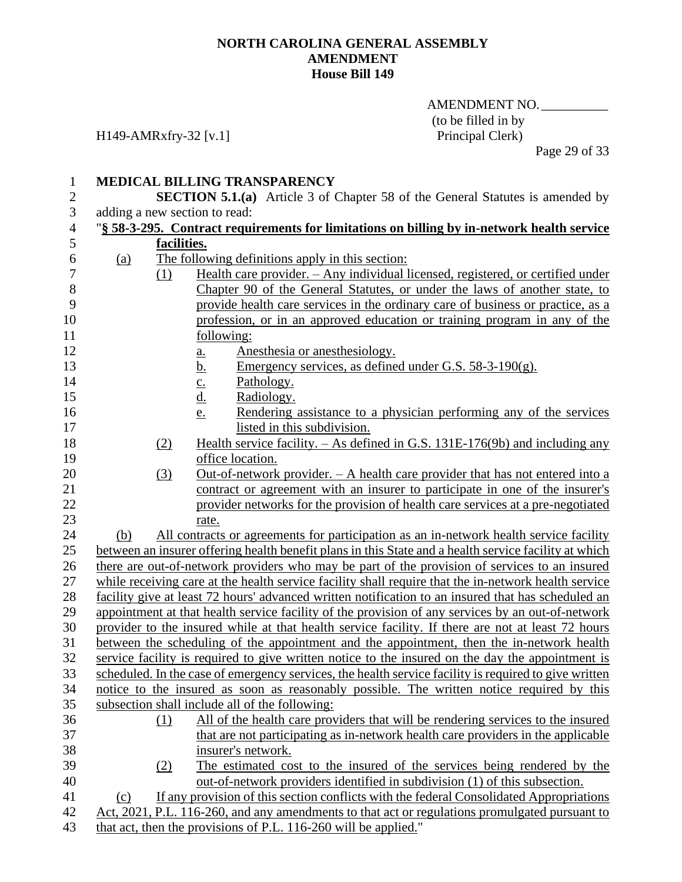NORTH CAROLINA GENERAL ASSEMBLY
AMENDMENT
House Bill 149

AMENDMENT NO. __________
(to be filled in by Principal Clerk)

H149-AMRxfry-32 [v.1]

**MEDICAL BILLING TRANSPARENCY**

**SECTION 5.1.(a)** Article 3 of Chapter 58 of the General Statutes is amended by adding a new section to read:

"**§ 58-3-295. Contract requirements for limitations on billing by in-network health service facilities.**

(a) The following definitions apply in this section:

(1) Health care provider. – Any individual licensed, registered, or certified under Chapter 90 of the General Statutes, or under the laws of another state, to provide health care services in the ordinary care of business or practice, as a profession, or in an approved education or training program in any of the following:

a. Anesthesia or anesthesiology.

b. Emergency services, as defined under G.S. 58-3-190(g).

c. Pathology.

d. Radiology.

e. Rendering assistance to a physician performing any of the services listed in this subdivision.

(2) Health service facility. – As defined in G.S. 131E-176(9b) and including any office location.

(3) Out-of-network provider. – A health care provider that has not entered into a contract or agreement with an insurer to participate in one of the insurer's provider networks for the provision of health care services at a pre-negotiated rate.

(b) All contracts or agreements for participation as an in-network health service facility between an insurer offering health benefit plans in this State and a health service facility at which there are out-of-network providers who may be part of the provision of services to an insured while receiving care at the health service facility shall require that the in-network health service facility give at least 72 hours' advanced written notification to an insured that has scheduled an appointment at that health service facility of the provision of any services by an out-of-network provider to the insured while at that health service facility. If there are not at least 72 hours between the scheduling of the appointment and the appointment, then the in-network health service facility is required to give written notice to the insured on the day the appointment is scheduled. In the case of emergency services, the health service facility is required to give written notice to the insured as soon as reasonably possible. The written notice required by this subsection shall include all of the following:

(1) All of the health care providers that will be rendering services to the insured that are not participating as in-network health care providers in the applicable insurer's network.

(2) The estimated cost to the insured of the services being rendered by the out-of-network providers identified in subdivision (1) of this subsection.

(c) If any provision of this section conflicts with the federal Consolidated Appropriations Act, 2021, P.L. 116-260, and any amendments to that act or regulations promulgated pursuant to that act, then the provisions of P.L. 116-260 will be applied."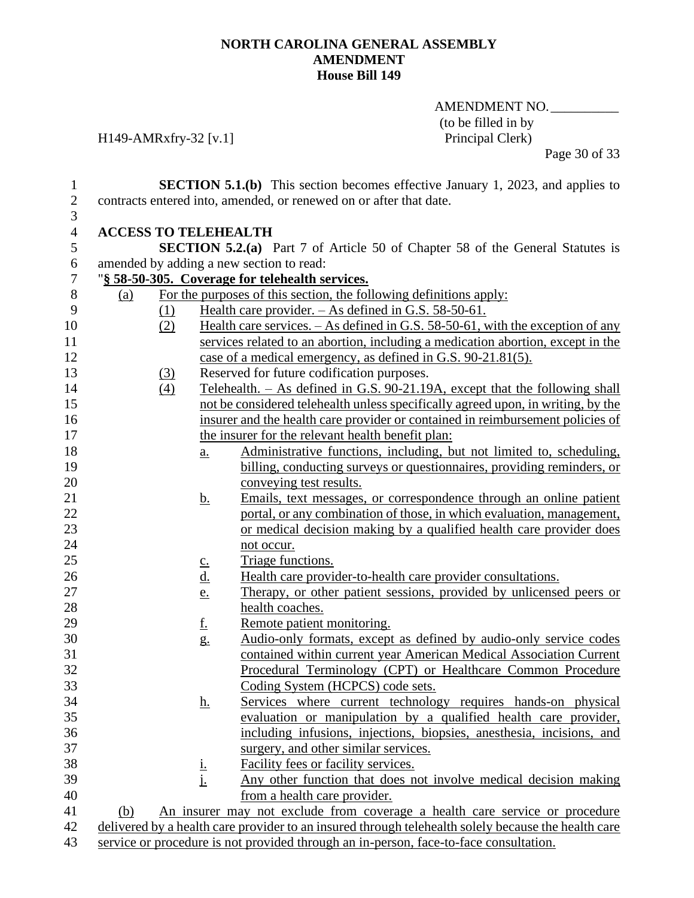NORTH CAROLINA GENERAL ASSEMBLY
AMENDMENT
House Bill 149

AMENDMENT NO. __________
(to be filled in by Principal Clerk)

H149-AMRxfry-32 [v.1]

**SECTION 5.1.(b)** This section becomes effective January 1, 2023, and applies to contracts entered into, amended, or renewed on or after that date.

**ACCESS TO TELEHEALTH**

**SECTION 5.2.(a)** Part 7 of Article 50 of Chapter 58 of the General Statutes is amended by adding a new section to read:

"**§ 58-50-305. Coverage for telehealth services.**

(a) For the purposes of this section, the following definitions apply:

(1) Health care provider. – As defined in G.S. 58-50-61.

(2) Health care services. – As defined in G.S. 58-50-61, with the exception of any services related to an abortion, including a medication abortion, except in the case of a medical emergency, as defined in G.S. 90-21.81(5).

(3) Reserved for future codification purposes.

(4) Telehealth. – As defined in G.S. 90-21.19A, except that the following shall not be considered telehealth unless specifically agreed upon, in writing, by the insurer and the health care provider or contained in reimbursement policies of the insurer for the relevant health benefit plan:

a. Administrative functions, including, but not limited to, scheduling, billing, conducting surveys or questionnaires, providing reminders, or conveying test results.

b. Emails, text messages, or correspondence through an online patient portal, or any combination of those, in which evaluation, management, or medical decision making by a qualified health care provider does not occur.

c. Triage functions.

d. Health care provider-to-health care provider consultations.

e. Therapy, or other patient sessions, provided by unlicensed peers or health coaches.

f. Remote patient monitoring.

g. Audio-only formats, except as defined by audio-only service codes contained within current year American Medical Association Current Procedural Terminology (CPT) or Healthcare Common Procedure Coding System (HCPCS) code sets.

h. Services where current technology requires hands-on physical evaluation or manipulation by a qualified health care provider, including infusions, injections, biopsies, anesthesia, incisions, and surgery, and other similar services.

i. Facility fees or facility services.

j. Any other function that does not involve medical decision making from a health care provider.

(b) An insurer may not exclude from coverage a health care service or procedure delivered by a health care provider to an insured through telehealth solely because the health care service or procedure is not provided through an in-person, face-to-face consultation.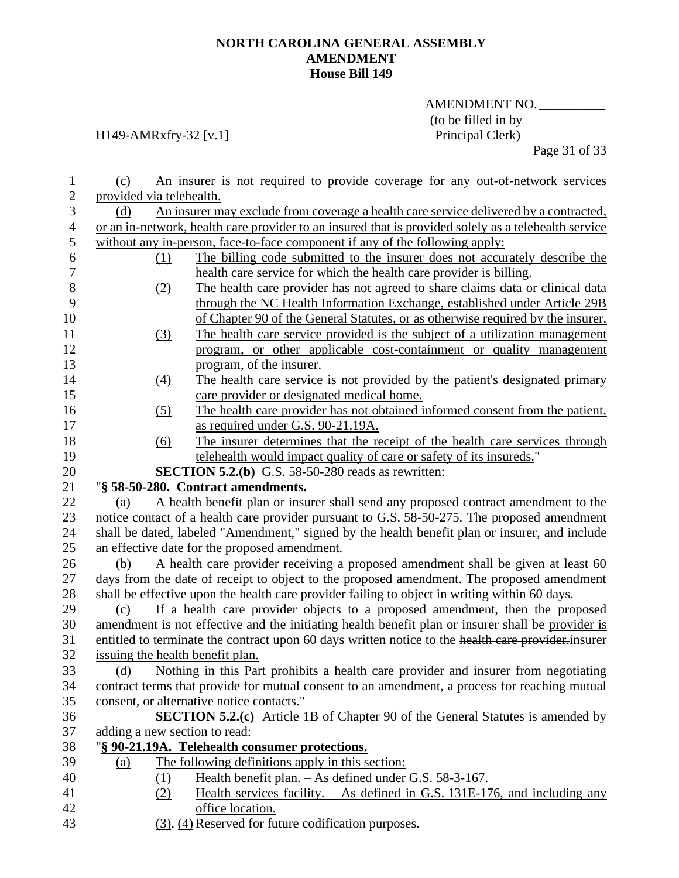**NORTH CAROLINA GENERAL ASSEMBLY**
**AMENDMENT**
**House Bill 149**

AMENDMENT NO. __________
(to be filled in by Principal Clerk)

H149-AMRxfry-32 [v.1]

(c) An insurer is not required to provide coverage for any out-of-network services provided via telehealth.

(d) An insurer may exclude from coverage a health care service delivered by a contracted, or an in-network, health care provider to an insured that is provided solely as a telehealth service without any in-person, face-to-face component if any of the following apply:

(1) The billing code submitted to the insurer does not accurately describe the health care service for which the health care provider is billing.

(2) The health care provider has not agreed to share claims data or clinical data through the NC Health Information Exchange, established under Article 29B of Chapter 90 of the General Statutes, or as otherwise required by the insurer.

(3) The health care service provided is the subject of a utilization management program, or other applicable cost-containment or quality management program, of the insurer.

(4) The health care service is not provided by the patient's designated primary care provider or designated medical home.

(5) The health care provider has not obtained informed consent from the patient, as required under G.S. 90-21.19A.

(6) The insurer determines that the receipt of the health care services through telehealth would impact quality of care or safety of its insureds."

**SECTION 5.2.(b)** G.S. 58-50-280 reads as rewritten:

"**§ 58-50-280. Contract amendments.**

(a) A health benefit plan or insurer shall send any proposed contract amendment to the notice contact of a health care provider pursuant to G.S. 58-50-275. The proposed amendment shall be dated, labeled "Amendment," signed by the health benefit plan or insurer, and include an effective date for the proposed amendment.

(b) A health care provider receiving a proposed amendment shall be given at least 60 days from the date of receipt to object to the proposed amendment. The proposed amendment shall be effective upon the health care provider failing to object in writing within 60 days.

(c) If a health care provider objects to a proposed amendment, then the ~~proposed amendment is not effective and the initiating health benefit plan or insurer shall be~~ provider is entitled to terminate the contract upon 60 days written notice to the ~~health care provider.~~insurer issuing the health benefit plan.

(d) Nothing in this Part prohibits a health care provider and insurer from negotiating contract terms that provide for mutual consent to an amendment, a process for reaching mutual consent, or alternative notice contacts."

**SECTION 5.2.(c)** Article 1B of Chapter 90 of the General Statutes is amended by adding a new section to read:

"**§ 90-21.19A. Telehealth consumer protections.**

(a) The following definitions apply in this section:

(1) Health benefit plan. – As defined under G.S. 58-3-167.

(2) Health services facility. – As defined in G.S. 131E-176, and including any office location.

(3), (4) Reserved for future codification purposes.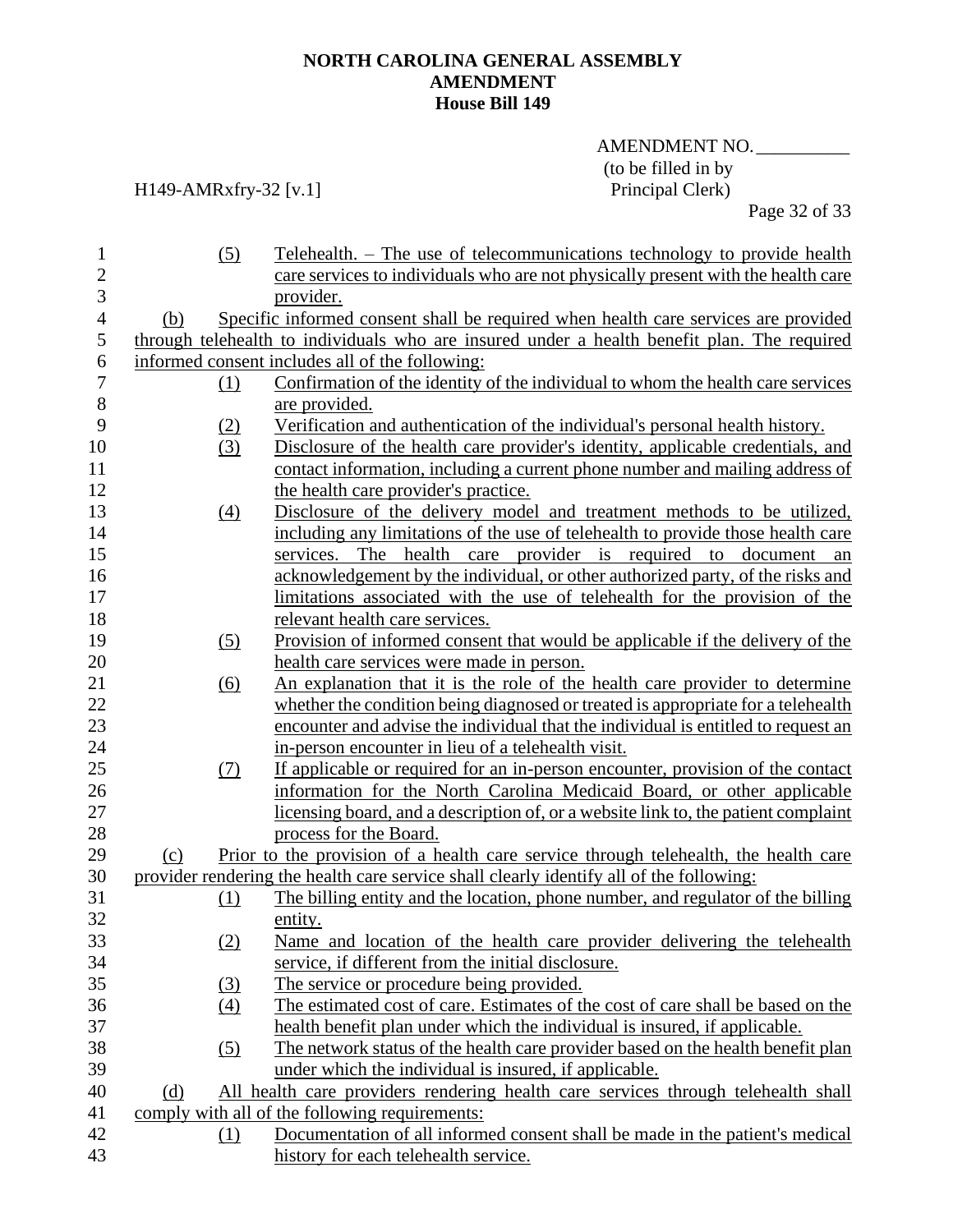(5) Telehealth. – The use of telecommunications technology to provide health care services to individuals who are not physically present with the health care provider.

(b) Specific informed consent shall be required when health care services are provided through telehealth to individuals who are insured under a health benefit plan. The required informed consent includes all of the following:

(1) Confirmation of the identity of the individual to whom the health care services are provided.

(2) Verification and authentication of the individual's personal health history.

(3) Disclosure of the health care provider's identity, applicable credentials, and contact information, including a current phone number and mailing address of the health care provider's practice.

(4) Disclosure of the delivery model and treatment methods to be utilized, including any limitations of the use of telehealth to provide those health care services. The health care provider is required to document an acknowledgement by the individual, or other authorized party, of the risks and limitations associated with the use of telehealth for the provision of the relevant health care services.

(5) Provision of informed consent that would be applicable if the delivery of the health care services were made in person.

(6) An explanation that it is the role of the health care provider to determine whether the condition being diagnosed or treated is appropriate for a telehealth encounter and advise the individual that the individual is entitled to request an in-person encounter in lieu of a telehealth visit.

(7) If applicable or required for an in-person encounter, provision of the contact information for the North Carolina Medicaid Board, or other applicable licensing board, and a description of, or a website link to, the patient complaint process for the Board.

(c) Prior to the provision of a health care service through telehealth, the health care provider rendering the health care service shall clearly identify all of the following:

(1) The billing entity and the location, phone number, and regulator of the billing entity.

(2) Name and location of the health care provider delivering the telehealth service, if different from the initial disclosure.

(3) The service or procedure being provided.

(4) The estimated cost of care. Estimates of the cost of care shall be based on the health benefit plan under which the individual is insured, if applicable.

(5) The network status of the health care provider based on the health benefit plan under which the individual is insured, if applicable.

(d) All health care providers rendering health care services through telehealth shall comply with all of the following requirements:

(1) Documentation of all informed consent shall be made in the patient's medical history for each telehealth service.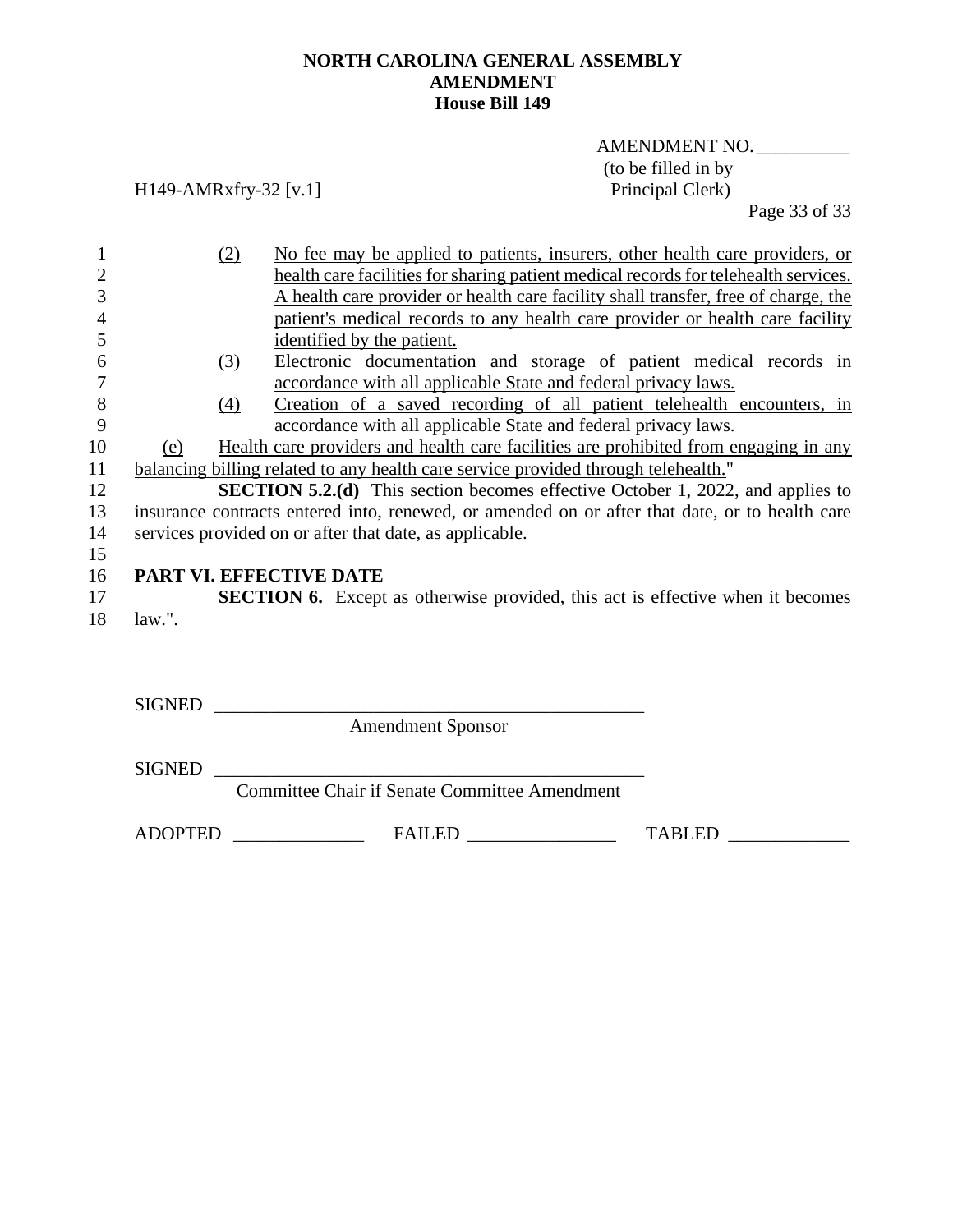**NORTH CAROLINA GENERAL ASSEMBLY**
**AMENDMENT**
**House Bill 149**

AMENDMENT NO. __________
(to be filled in by Principal Clerk)

H149-AMRxfry-32 [v.1]

(2) No fee may be applied to patients, insurers, other health care providers, or health care facilities for sharing patient medical records for telehealth services. A health care provider or health care facility shall transfer, free of charge, the patient's medical records to any health care provider or health care facility identified by the patient.

(3) Electronic documentation and storage of patient medical records in accordance with all applicable State and federal privacy laws.

(4) Creation of a saved recording of all patient telehealth encounters, in accordance with all applicable State and federal privacy laws.

(e) Health care providers and health care facilities are prohibited from engaging in any balancing billing related to any health care service provided through telehealth."

**SECTION 5.2.(d)** This section becomes effective October 1, 2022, and applies to insurance contracts entered into, renewed, or amended on or after that date, or to health care services provided on or after that date, as applicable.

**PART VI. EFFECTIVE DATE**

**SECTION 6.** Except as otherwise provided, this act is effective when it becomes law.".

SIGNED ______________________________________________
Amendment Sponsor

SIGNED ______________________________________________
Committee Chair if Senate Committee Amendment

ADOPTED ______________ FAILED ________________ TABLED _____________